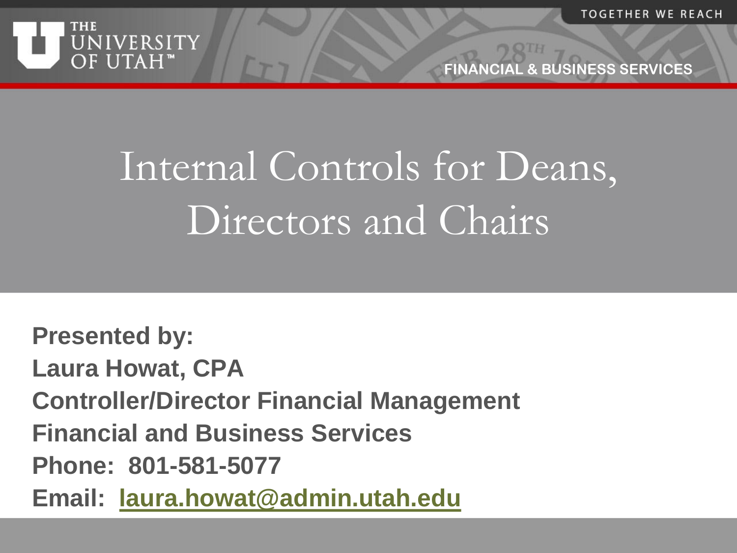# Internal Controls for Deans, Directors and Chairs

**Presented by:**

**Laura Howat, CPA**

**Controller/Director Financial Management**

**Financial and Business Services**

**Phone: 801-581-5077**

**Email: laura.howat@admin.utah.edu**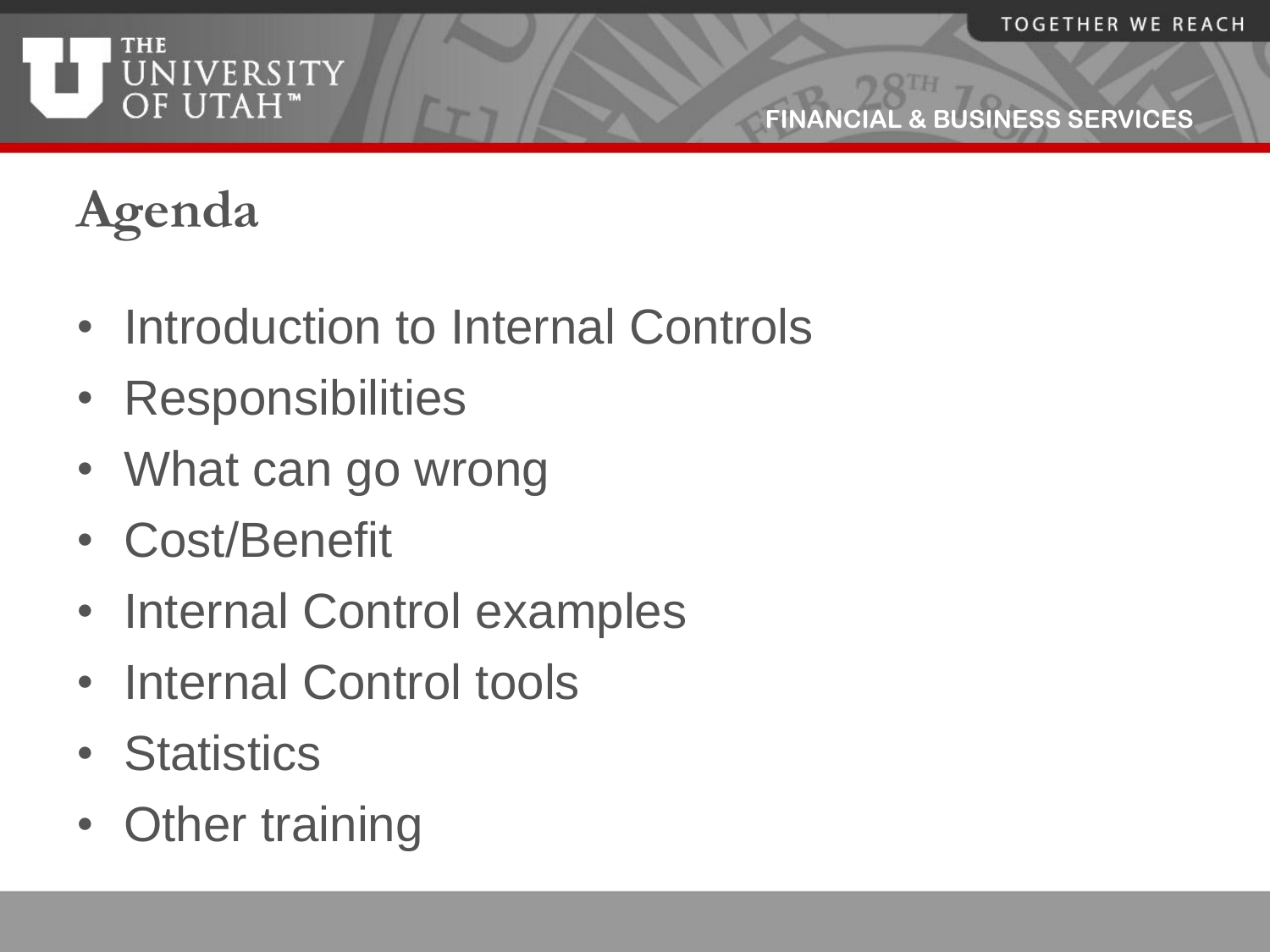# Agenda

- Introduction to Internal Controls
- Responsibilities
- What can go wrong
- Cost/Benefit
- Internal Control examples
- Internal Control tools
- Statistics
- Other training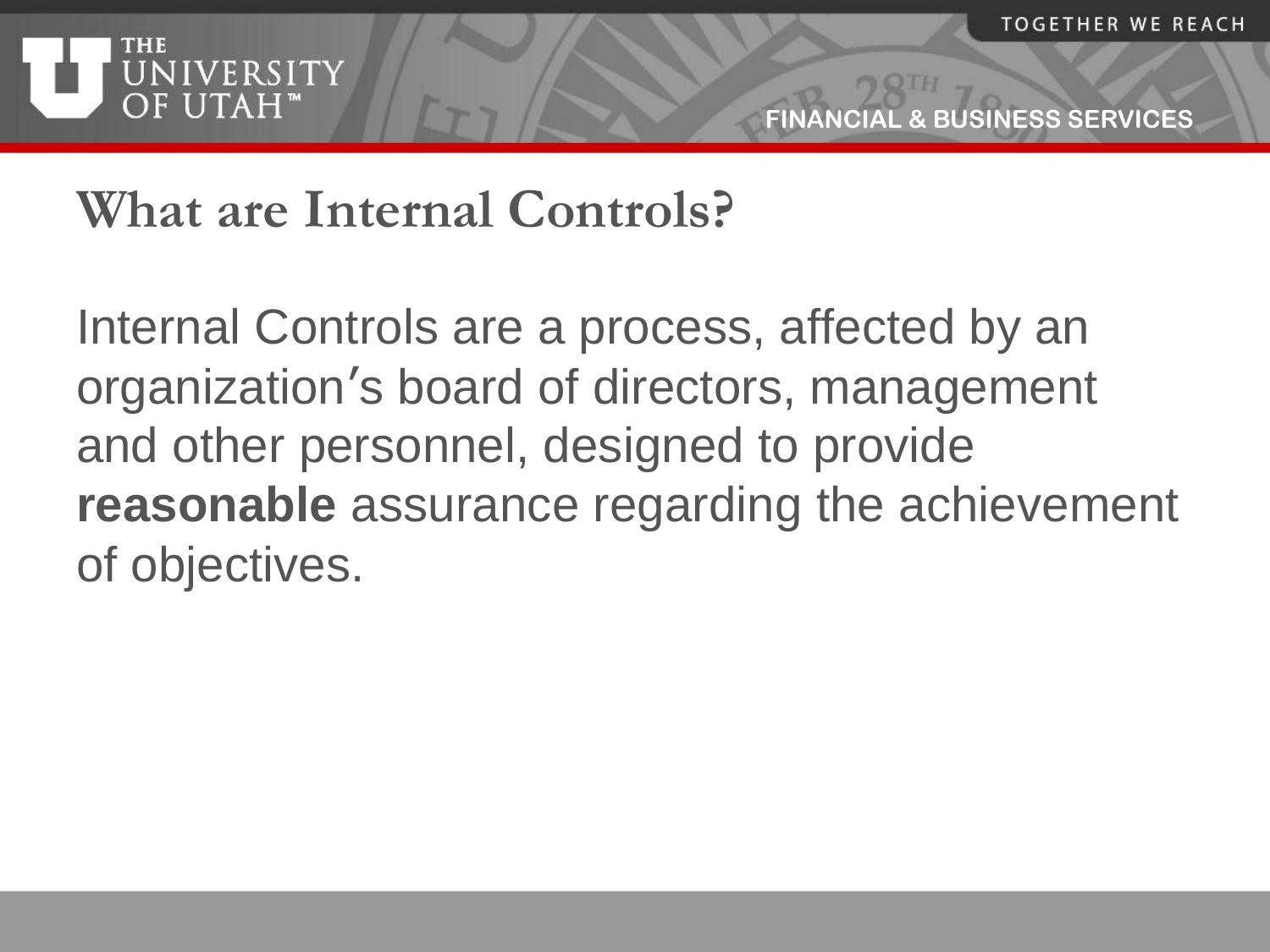# What are Internal Controls?

Internal Controls are a process, affected by an organization′s board of directors, management and other personnel, designed to provide **reasonable** assurance regarding the achievement of objectives.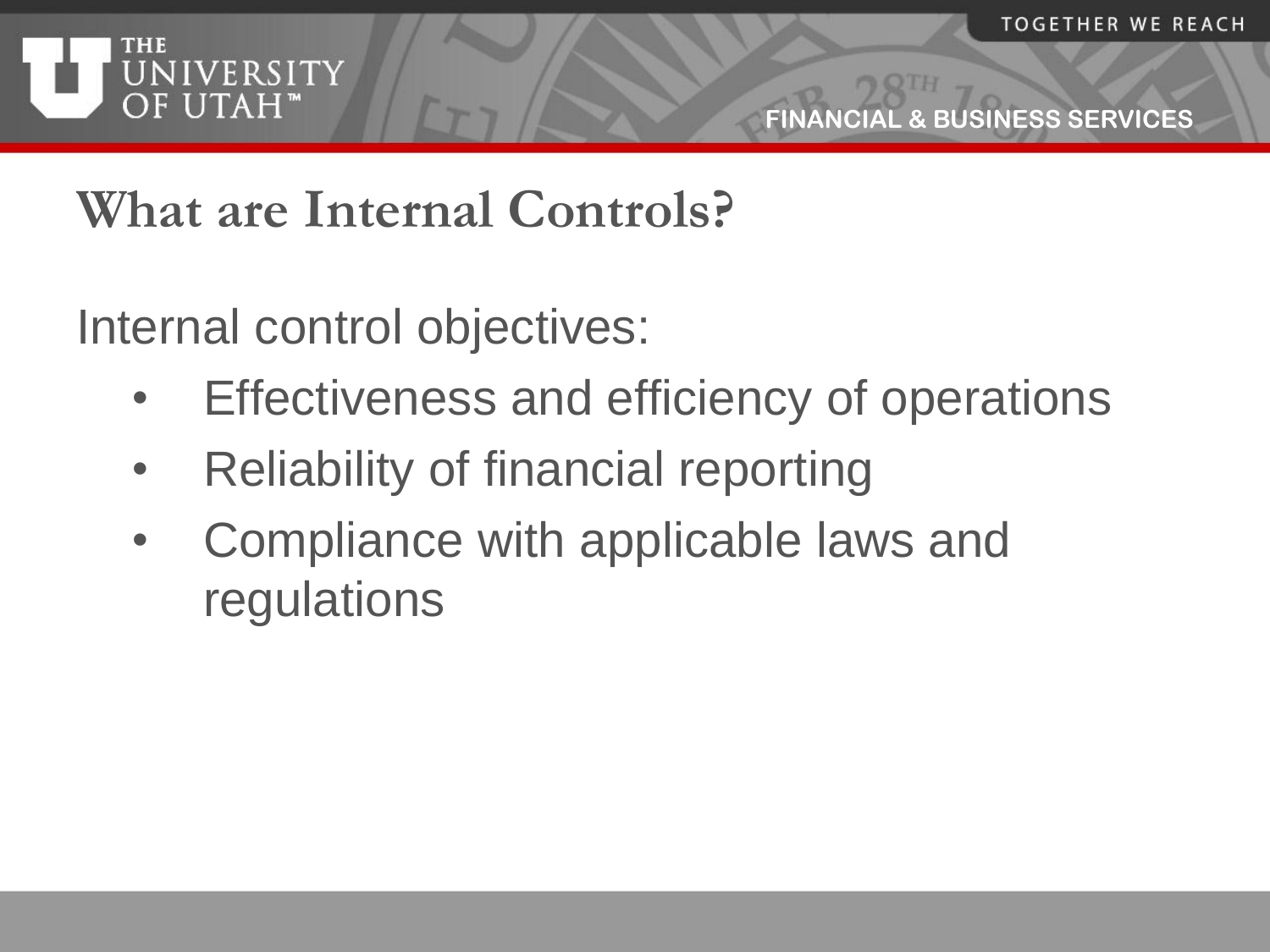# What are Internal Controls?

Internal control objectives:

- Effectiveness and efficiency of operations
- Reliability of financial reporting
- Compliance with applicable laws and regulations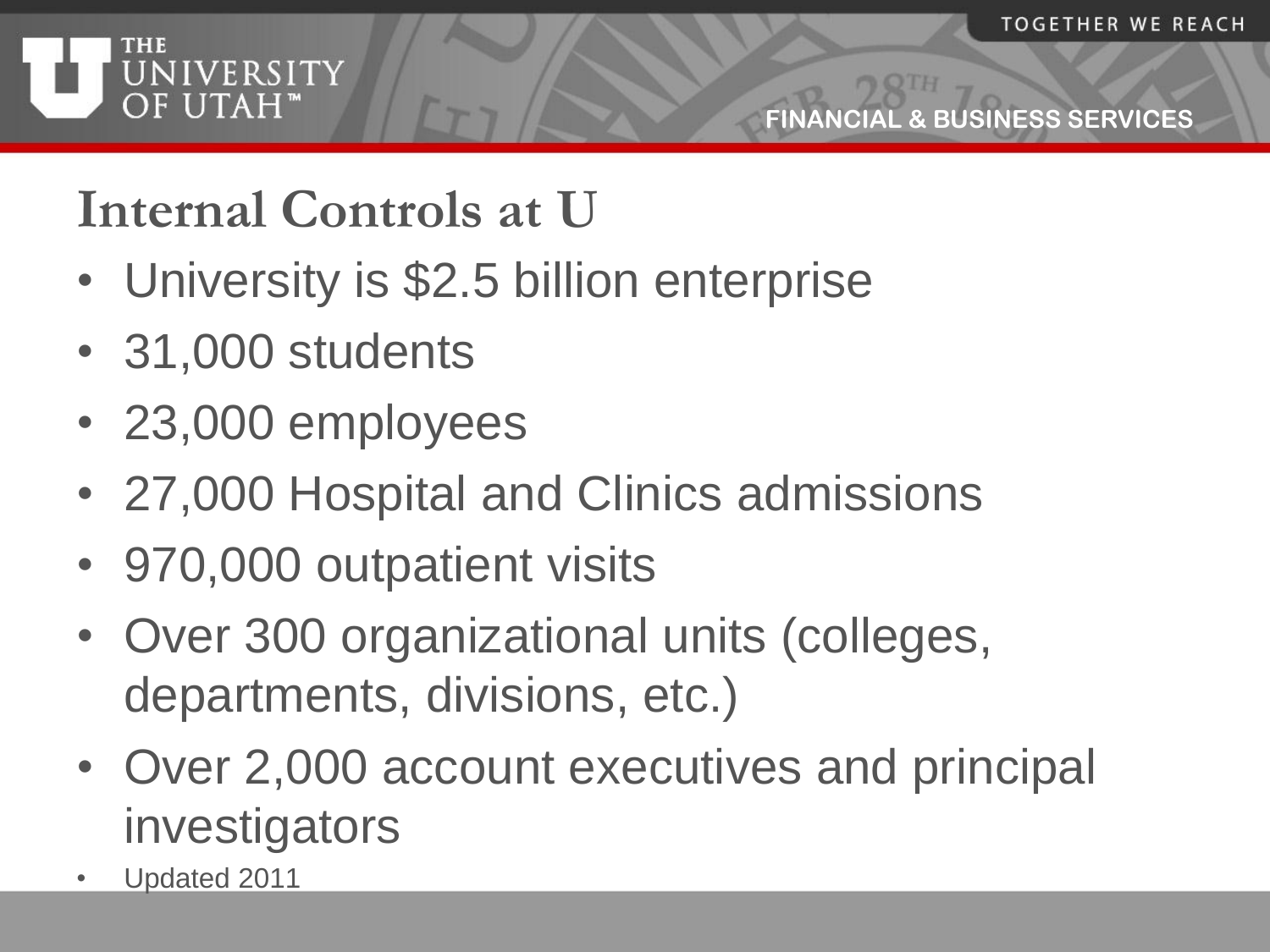# Internal Controls at U

- University is $2.5 billion enterprise
- 31,000 students
- 23,000 employees
- 27,000 Hospital and Clinics admissions
- 970,000 outpatient visits
- Over 300 organizational units (colleges, departments, divisions, etc.)
- Over 2,000 account executives and principal investigators
- Updated 2011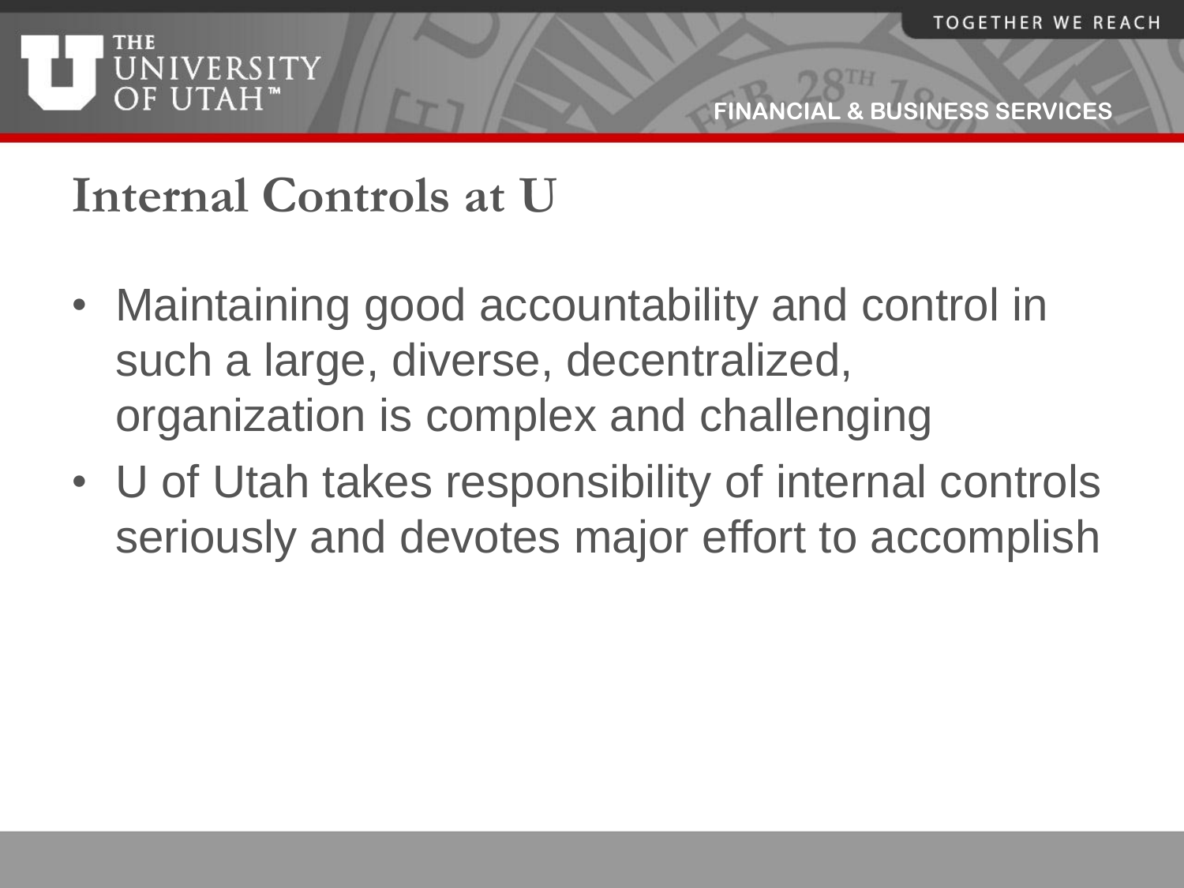## Internal Controls at U

- Maintaining good accountability and control in such a large, diverse, decentralized, organization is complex and challenging
- U of Utah takes responsibility of internal controls seriously and devotes major effort to accomplish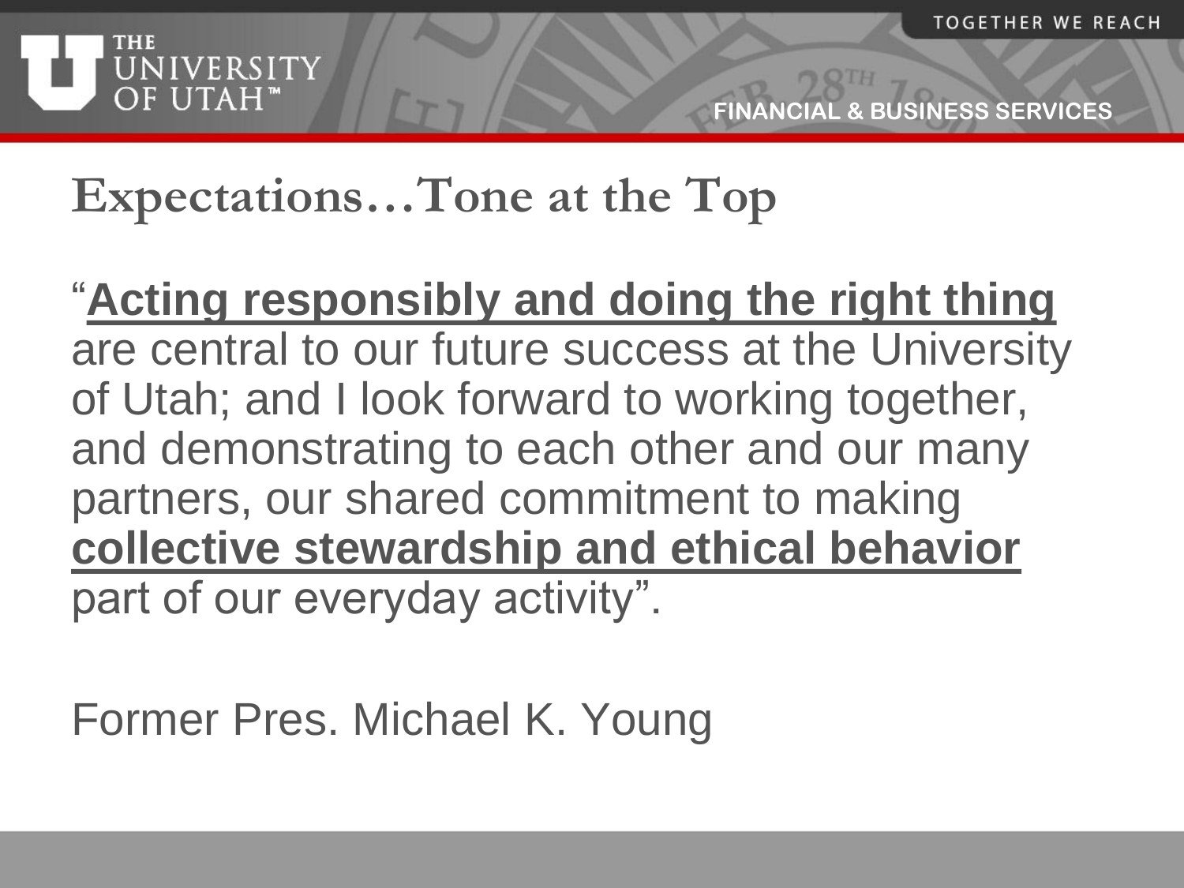# Expectations…Tone at the Top

"**Acting responsibly and doing the right thing** are central to our future success at the University of Utah; and I look forward to working together, and demonstrating to each other and our many partners, our shared commitment to making **collective stewardship and ethical behavior** part of our everyday activity".

Former Pres. Michael K. Young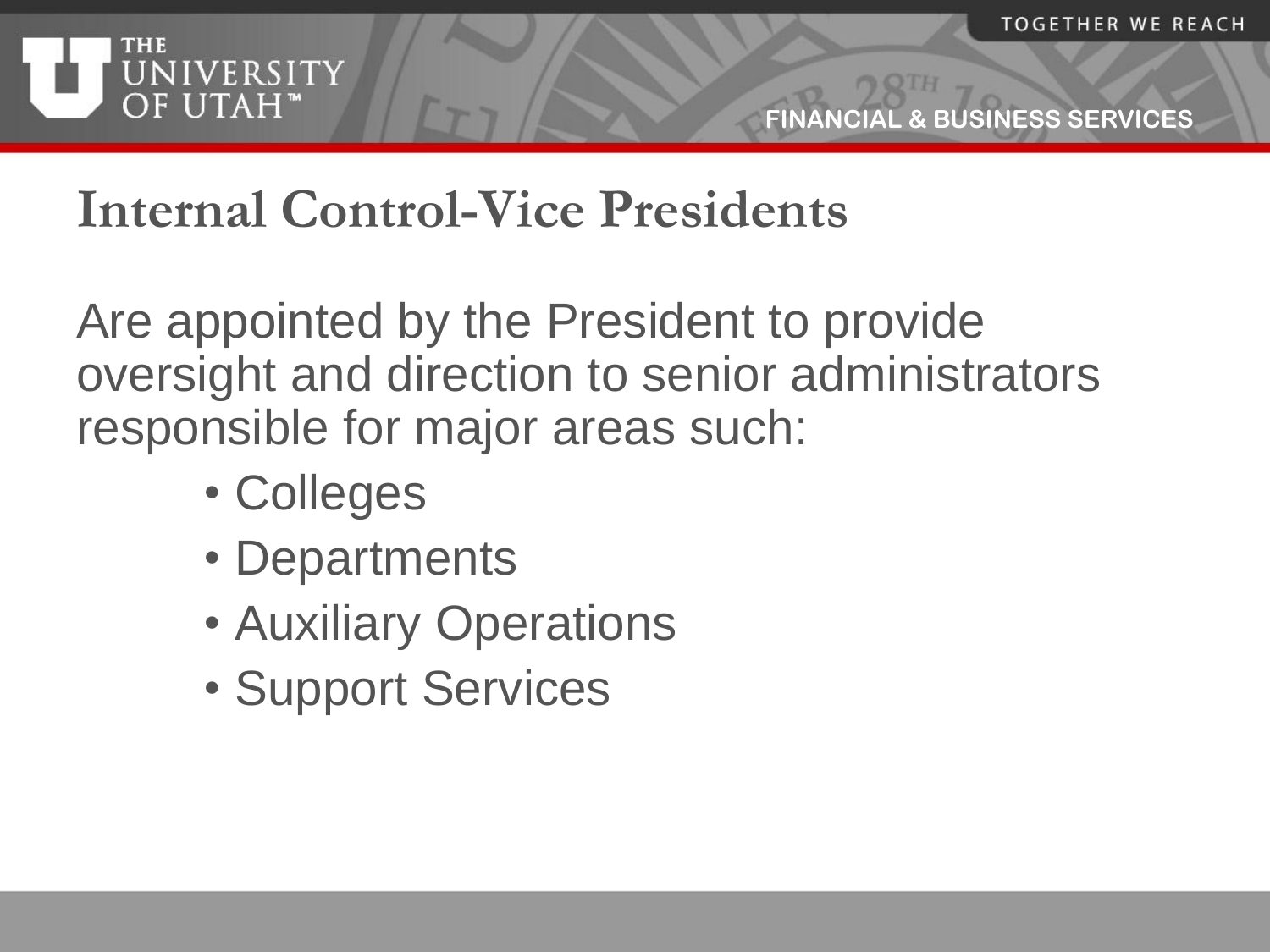# Internal Control-Vice Presidents

Are appointed by the President to provide oversight and direction to senior administrators responsible for major areas such:

- Colleges
- Departments
- Auxiliary Operations
- Support Services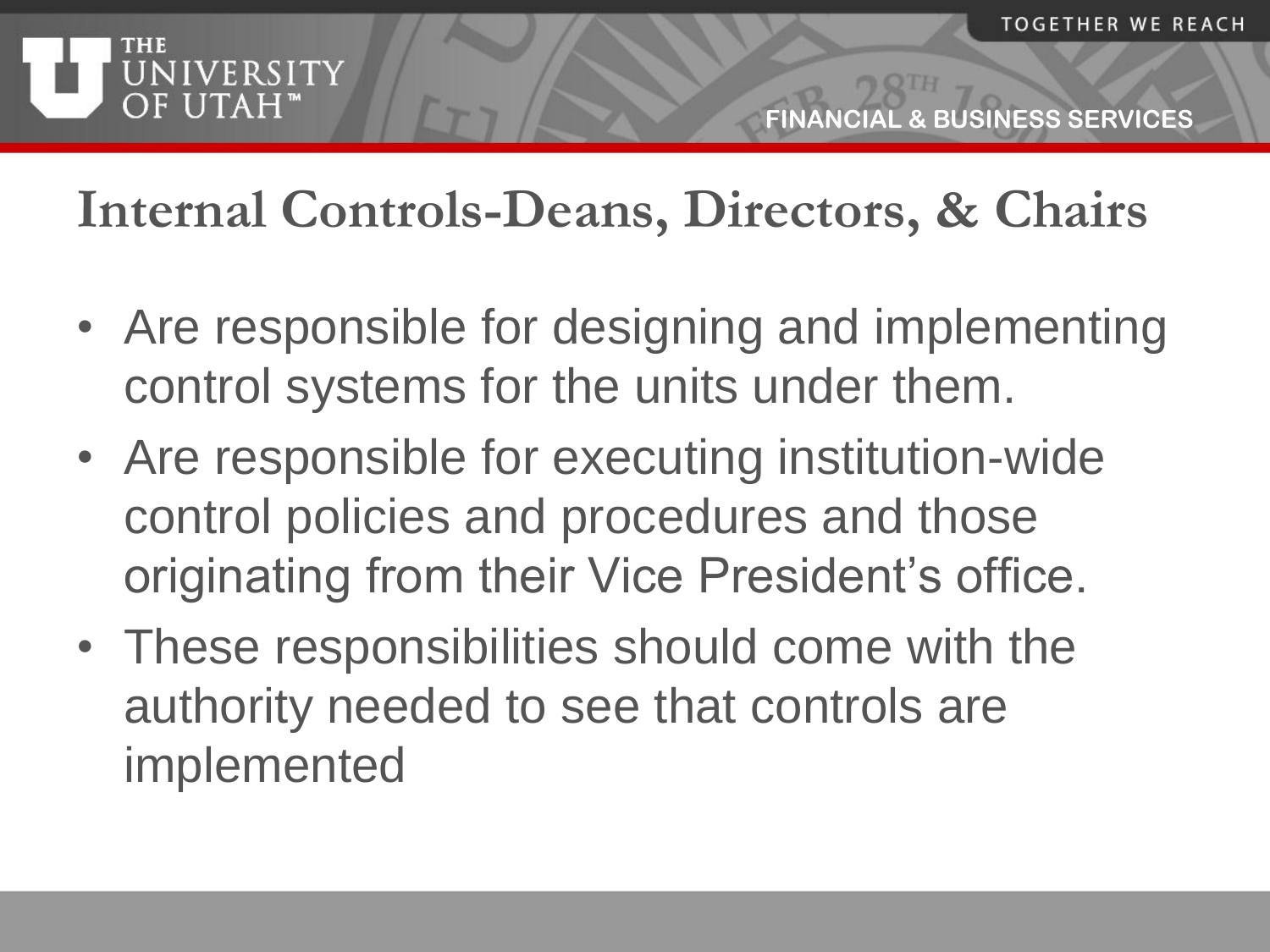# Internal Controls-Deans, Directors, & Chairs

- Are responsible for designing and implementing control systems for the units under them.
- Are responsible for executing institution-wide control policies and procedures and those originating from their Vice President's office.
- These responsibilities should come with the authority needed to see that controls are implemented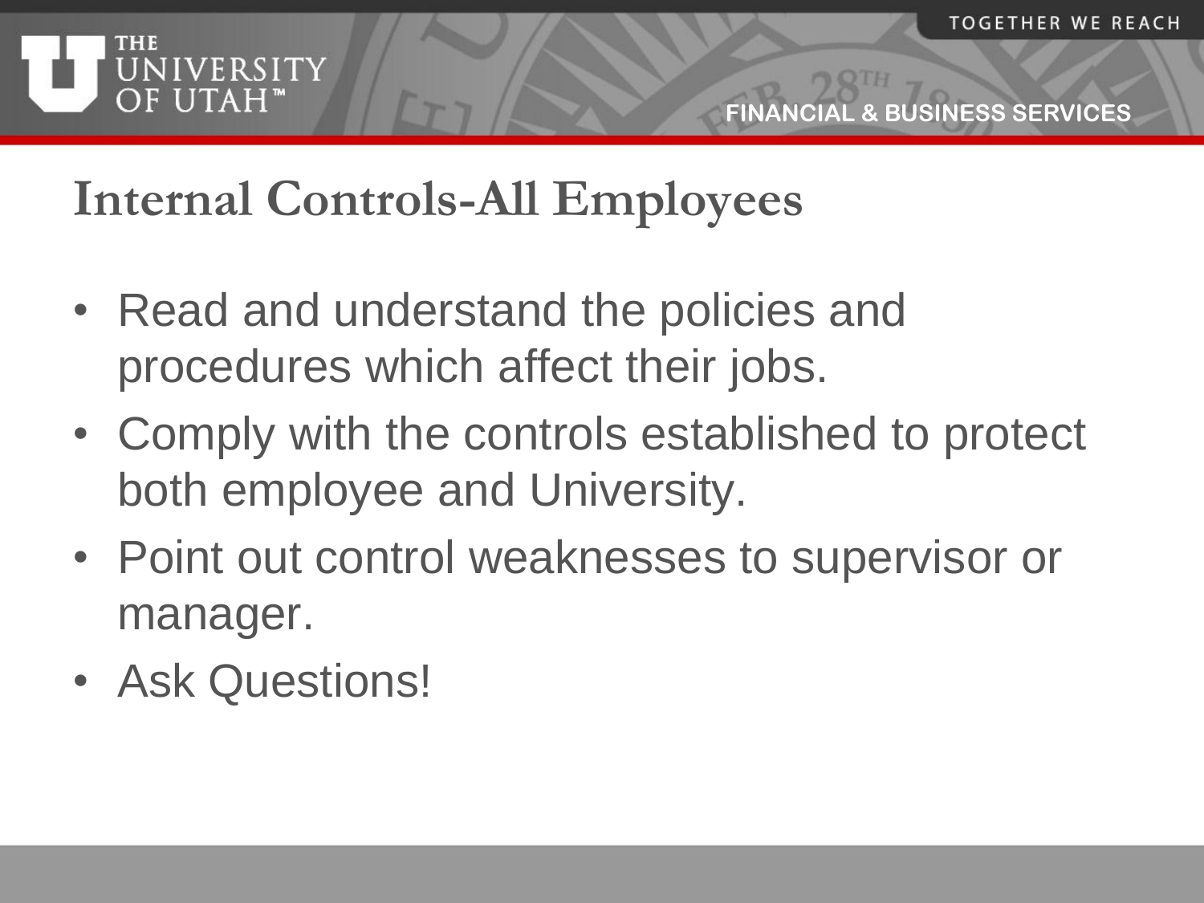# Internal Controls-All Employees

- Read and understand the policies and procedures which affect their jobs.
- Comply with the controls established to protect both employee and University.
- Point out control weaknesses to supervisor or manager.
- Ask Questions!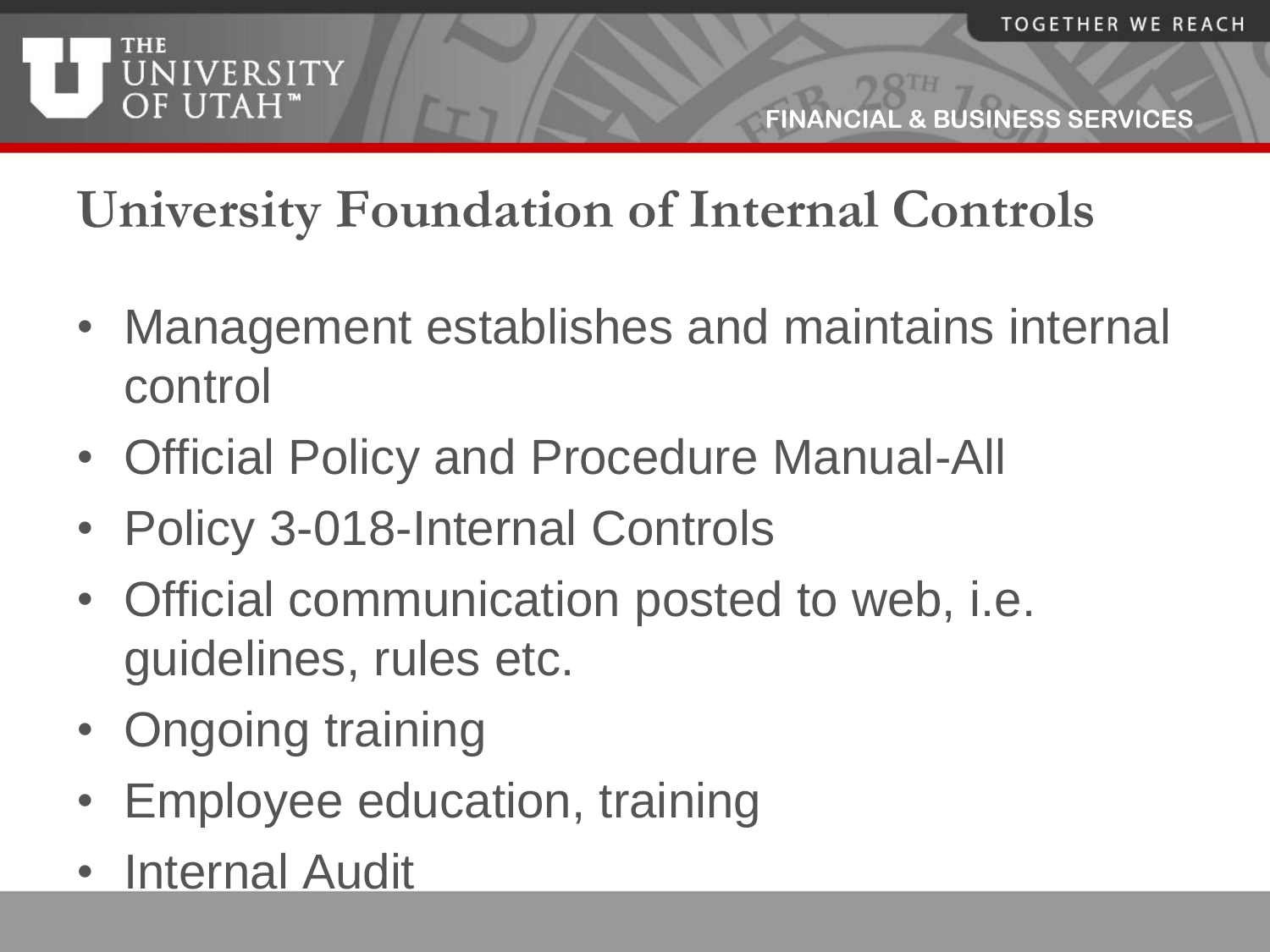# University Foundation of Internal Controls

- Management establishes and maintains internal control
- Official Policy and Procedure Manual-All
- Policy 3-018-Internal Controls
- Official communication posted to web, i.e. guidelines, rules etc.
- Ongoing training
- Employee education, training
- Internal Audit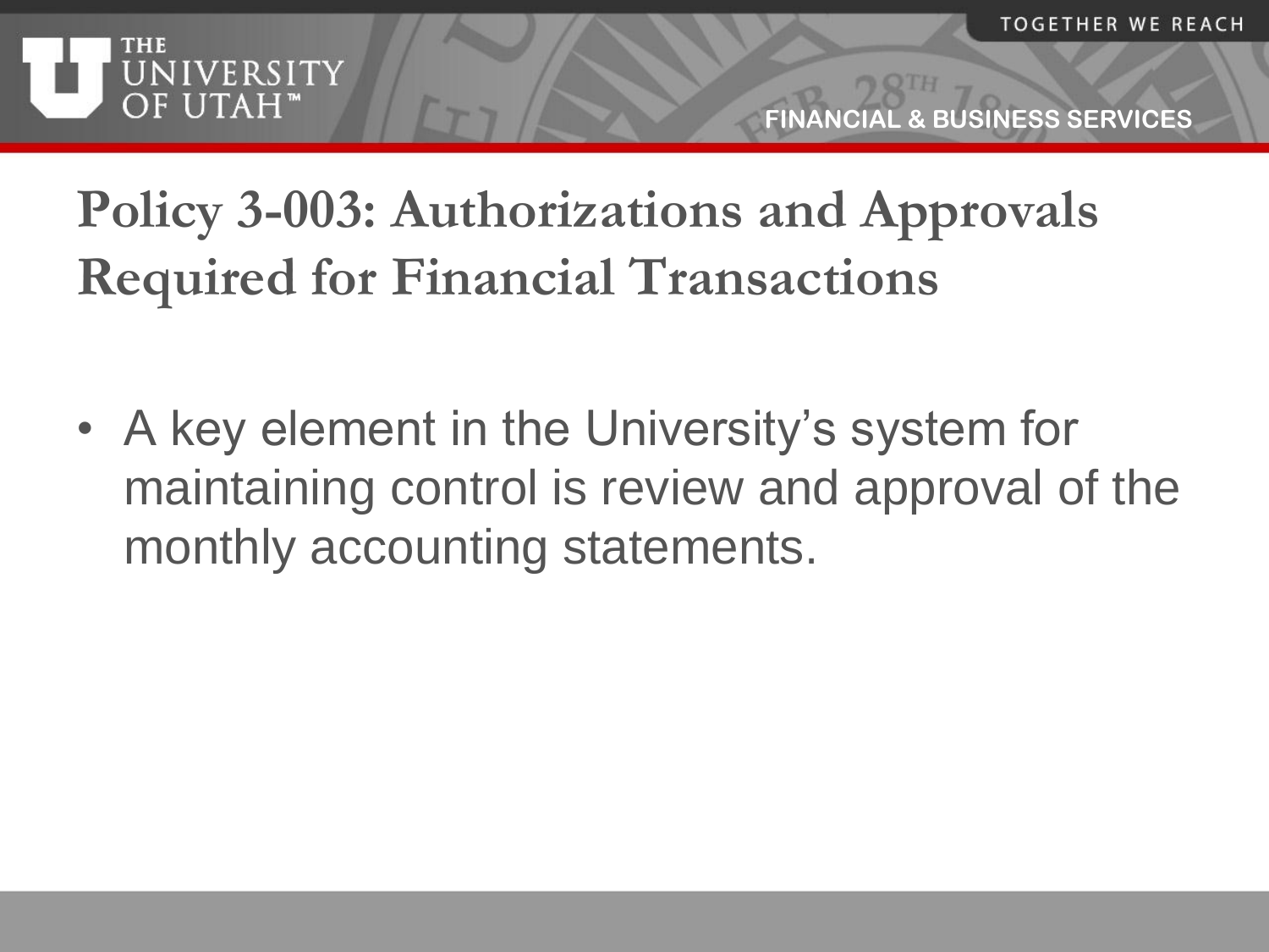# Policy 3-003: Authorizations and Approvals Required for Financial Transactions

- A key element in the University's system for maintaining control is review and approval of the monthly accounting statements.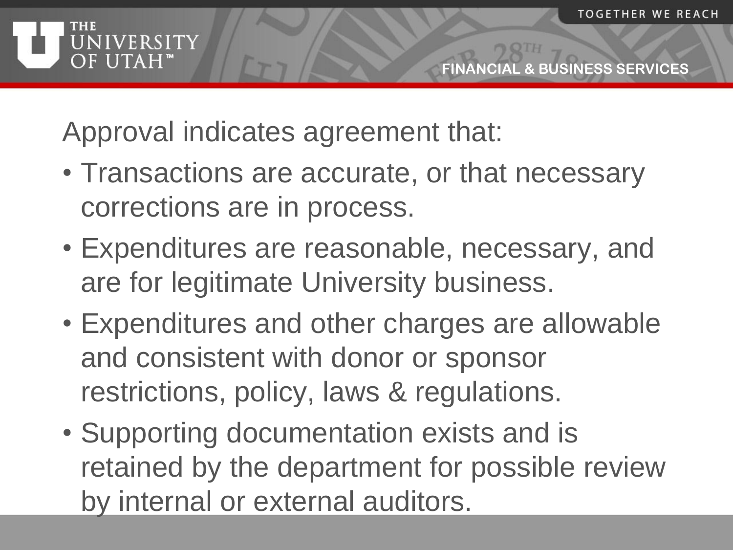Approval indicates agreement that:

- Transactions are accurate, or that necessary corrections are in process.
- Expenditures are reasonable, necessary, and are for legitimate University business.
- Expenditures and other charges are allowable and consistent with donor or sponsor restrictions, policy, laws & regulations.
- Supporting documentation exists and is retained by the department for possible review by internal or external auditors.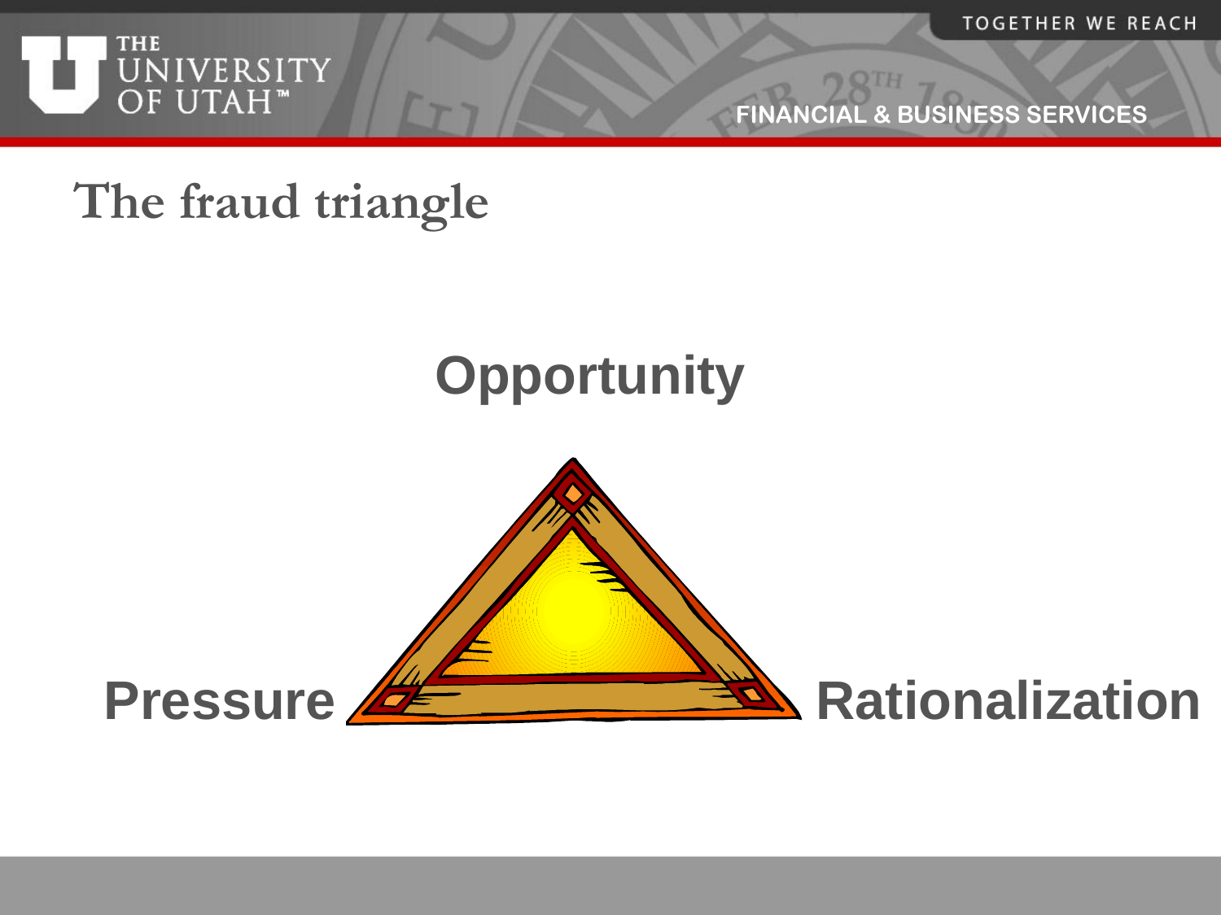# The fraud triangle

Opportunity

Pressure

Rationalization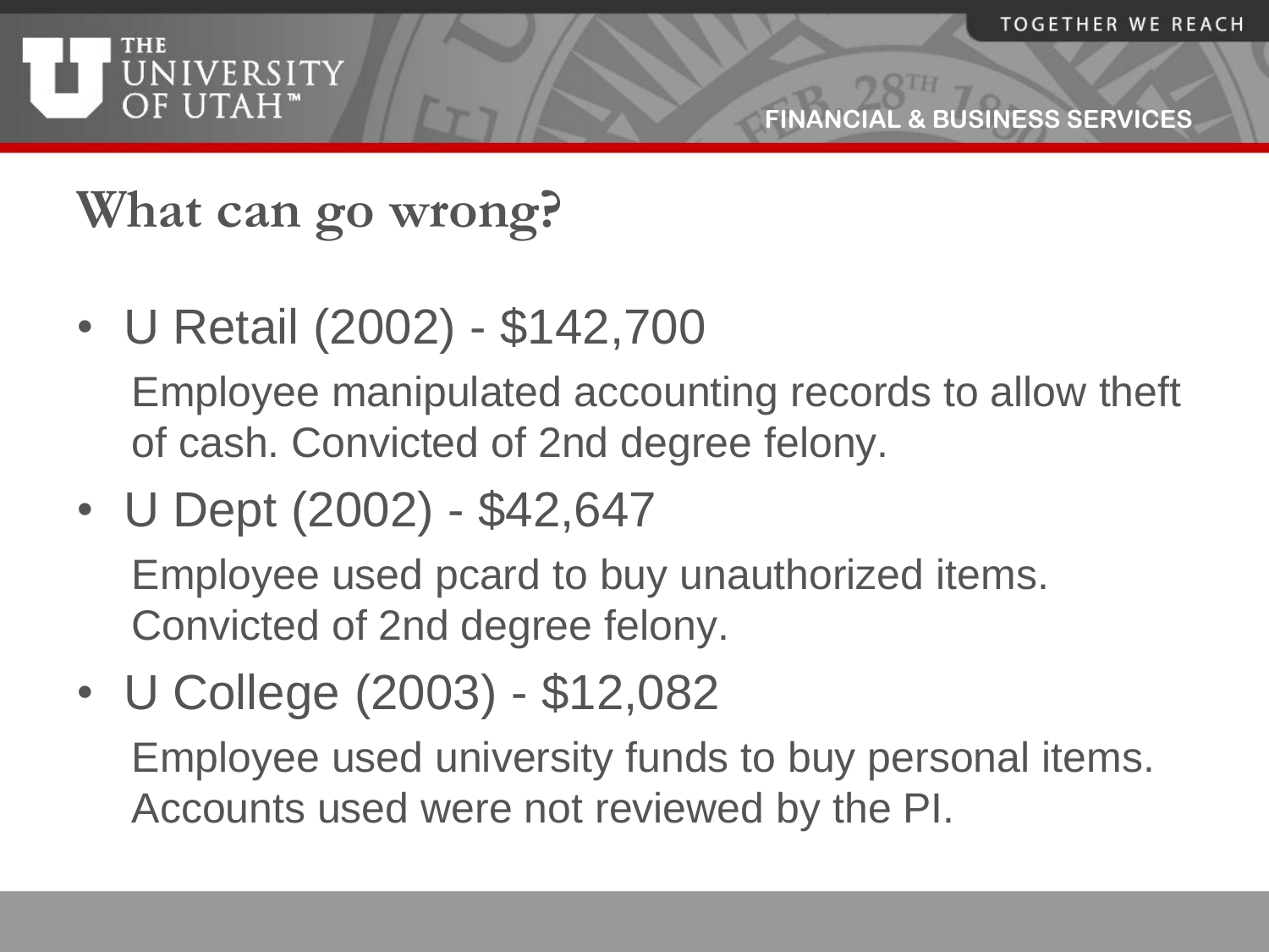# What can go wrong?

- U Retail (2002) - $142,700

  Employee manipulated accounting records to allow theft of cash. Convicted of 2nd degree felony.

- U Dept (2002) - $42,647

  Employee used pcard to buy unauthorized items. Convicted of 2nd degree felony.

- U College (2003) - $12,082

  Employee used university funds to buy personal items. Accounts used were not reviewed by the PI.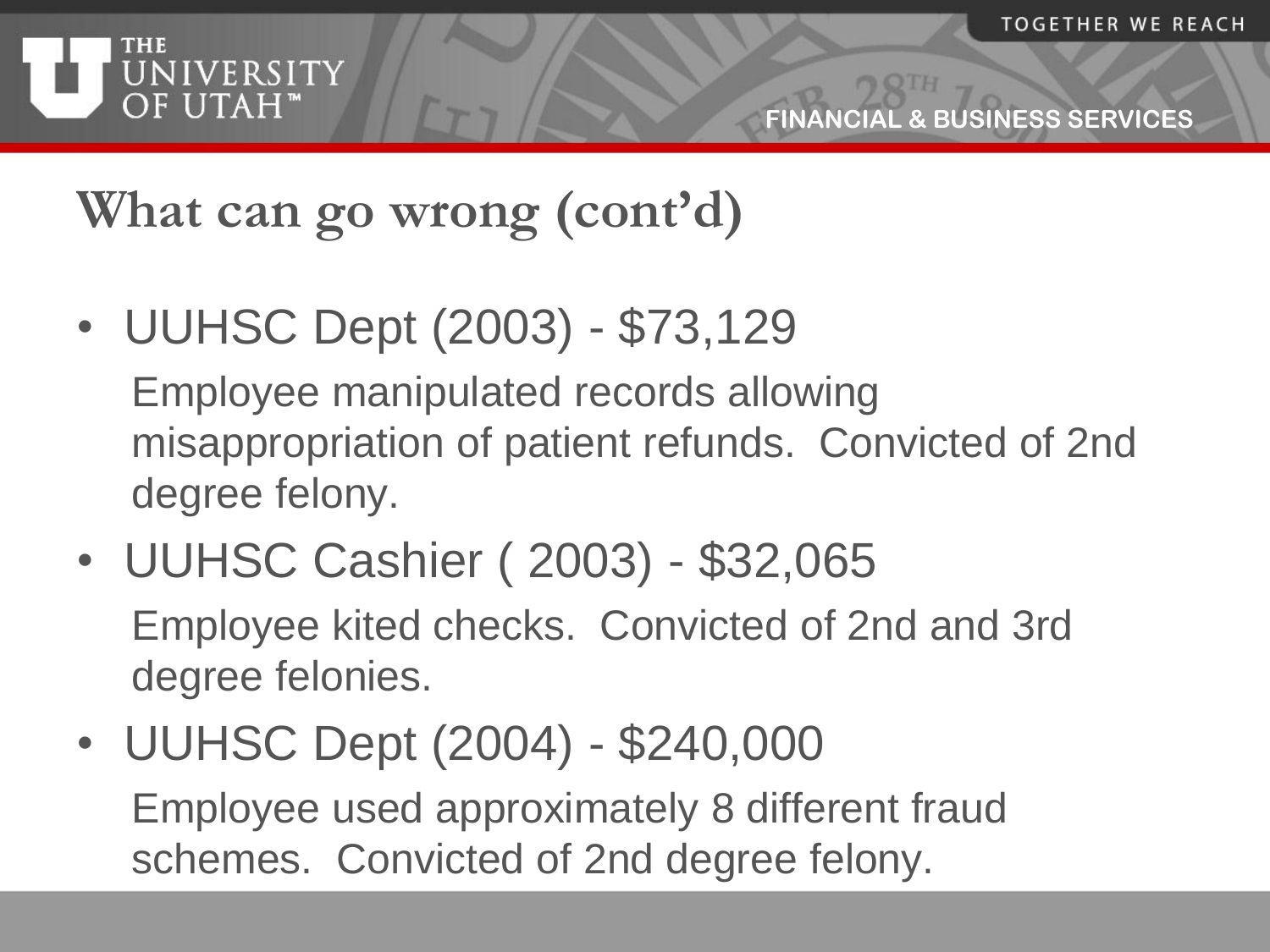# What can go wrong (cont'd)

- UUHSC Dept (2003) - $73,129

  Employee manipulated records allowing misappropriation of patient refunds. Convicted of 2nd degree felony.

- UUHSC Cashier ( 2003) - $32,065

  Employee kited checks. Convicted of 2nd and 3rd degree felonies.

- UUHSC Dept (2004) - $240,000

  Employee used approximately 8 different fraud schemes. Convicted of 2nd degree felony.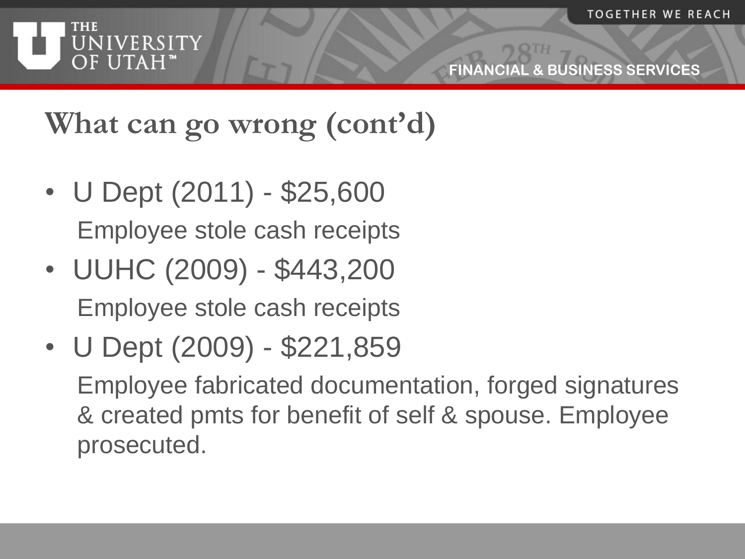# What can go wrong (cont'd)

- U Dept (2011) - $25,600

  Employee stole cash receipts

- UUHC (2009) - $443,200

  Employee stole cash receipts

- U Dept (2009) - $221,859

  Employee fabricated documentation, forged signatures & created pmts for benefit of self & spouse. Employee prosecuted.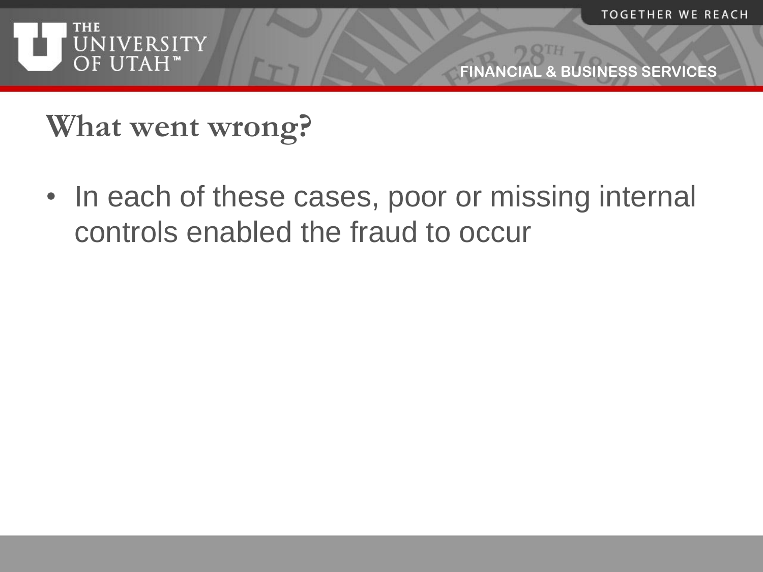# What went wrong?

- In each of these cases, poor or missing internal controls enabled the fraud to occur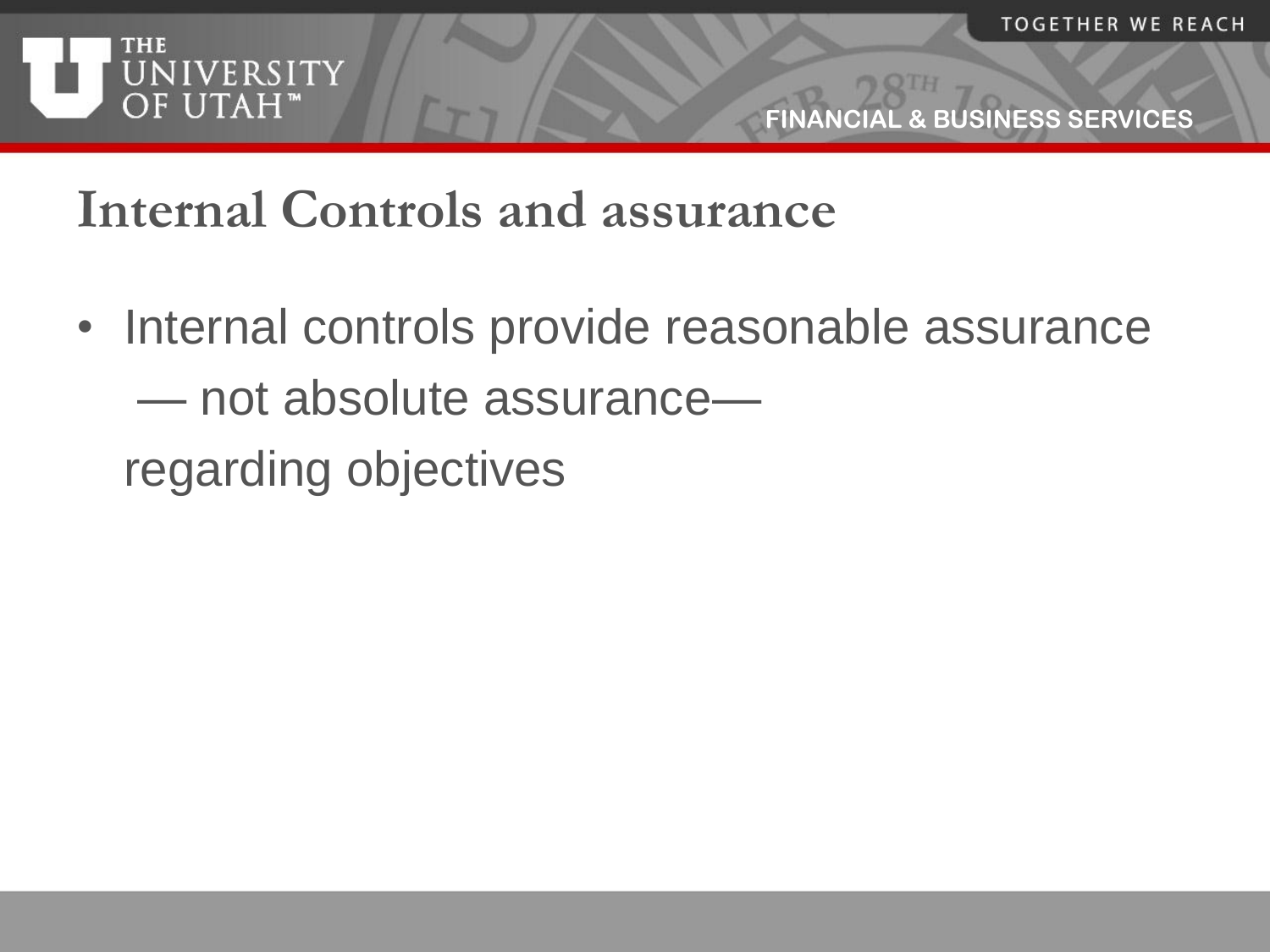# Internal Controls and assurance

- Internal controls provide reasonable assurance — not absolute assurance— regarding objectives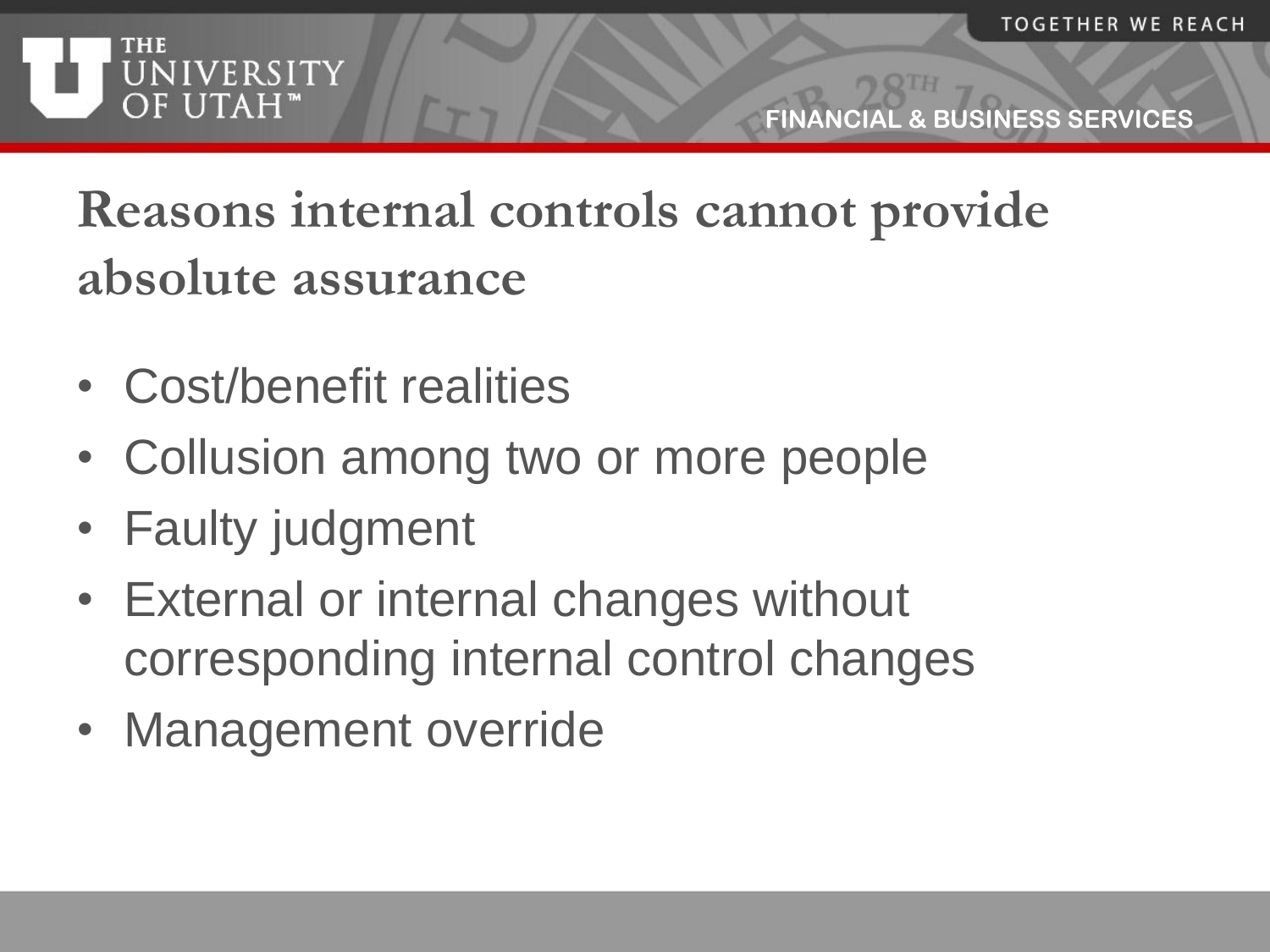# Reasons internal controls cannot provide absolute assurance

- Cost/benefit realities
- Collusion among two or more people
- Faulty judgment
- External or internal changes without corresponding internal control changes
- Management override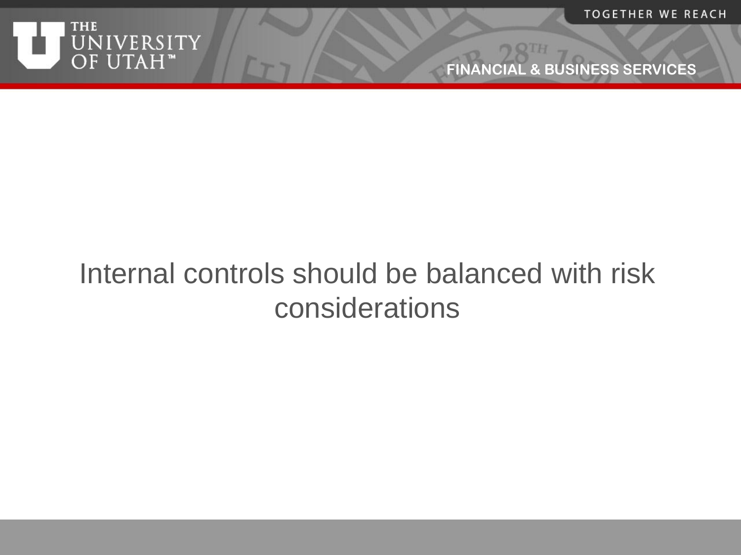Internal controls should be balanced with risk considerations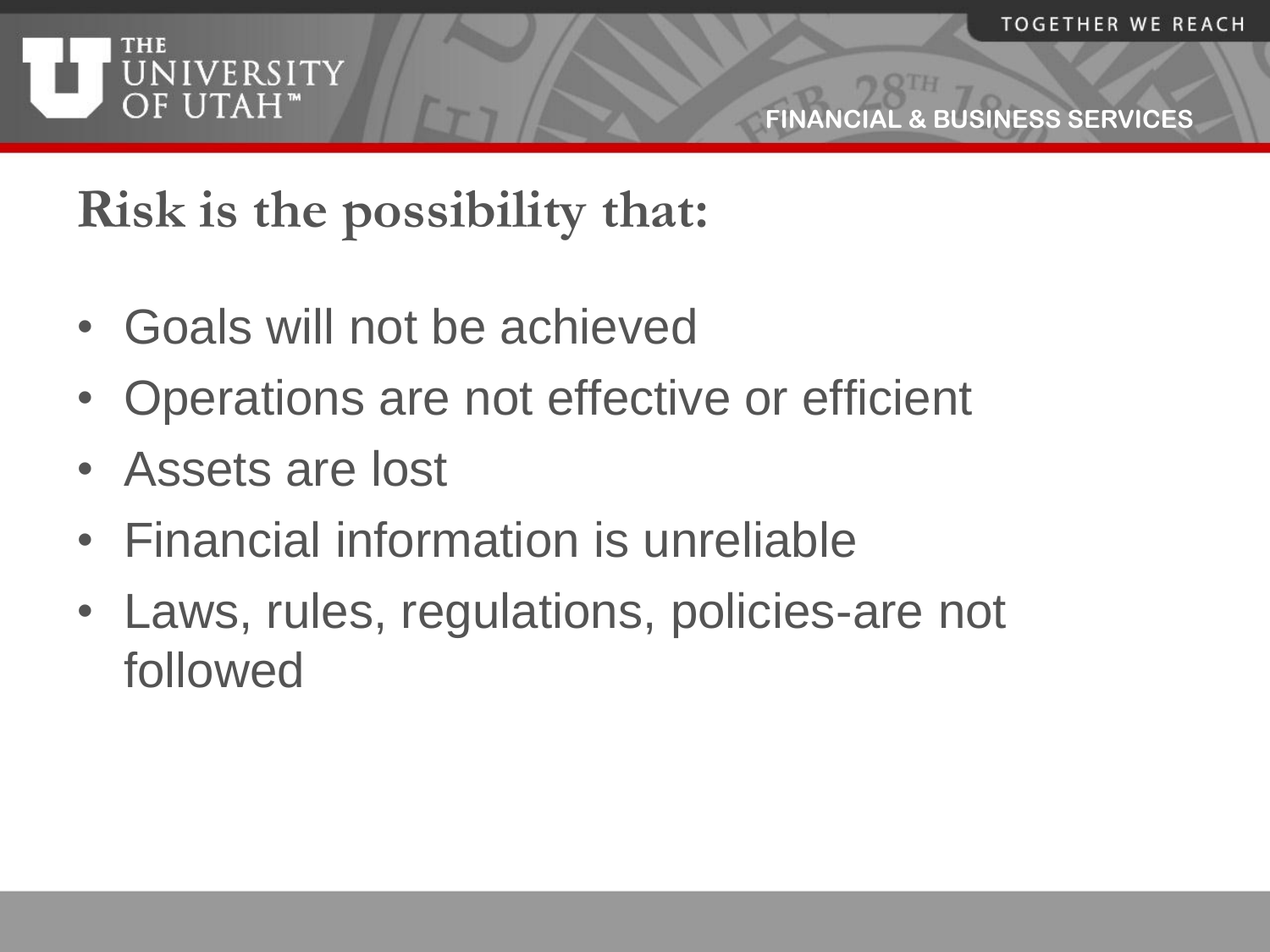# Risk is the possibility that:

- Goals will not be achieved
- Operations are not effective or efficient
- Assets are lost
- Financial information is unreliable
- Laws, rules, regulations, policies-are not followed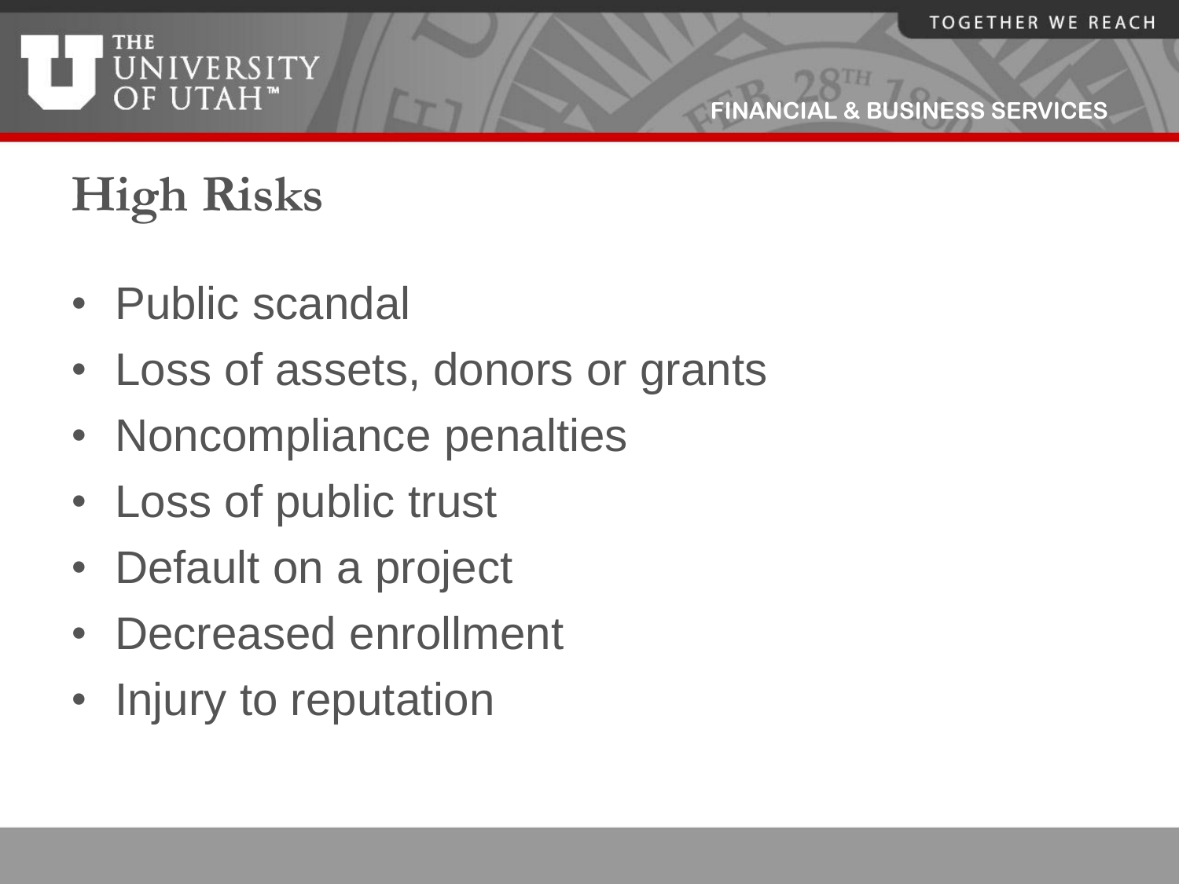# High Risks

- Public scandal
- Loss of assets, donors or grants
- Noncompliance penalties
- Loss of public trust
- Default on a project
- Decreased enrollment
- Injury to reputation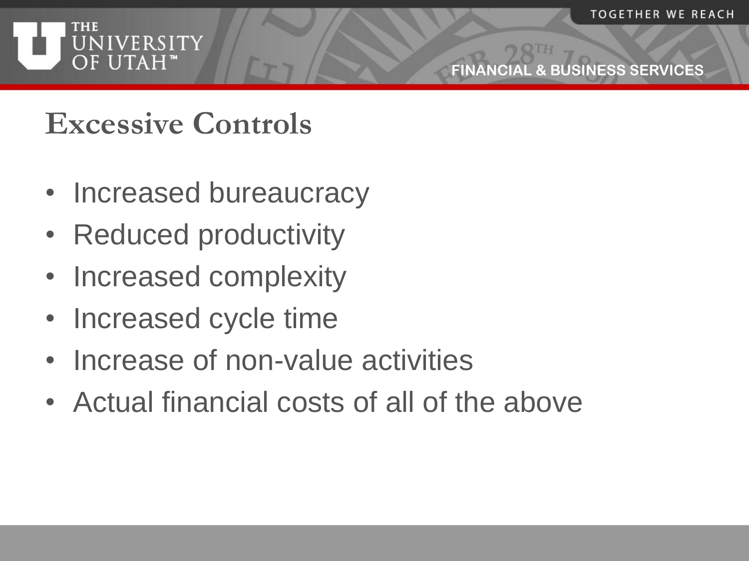## Excessive Controls

- Increased bureaucracy
- Reduced productivity
- Increased complexity
- Increased cycle time
- Increase of non-value activities
- Actual financial costs of all of the above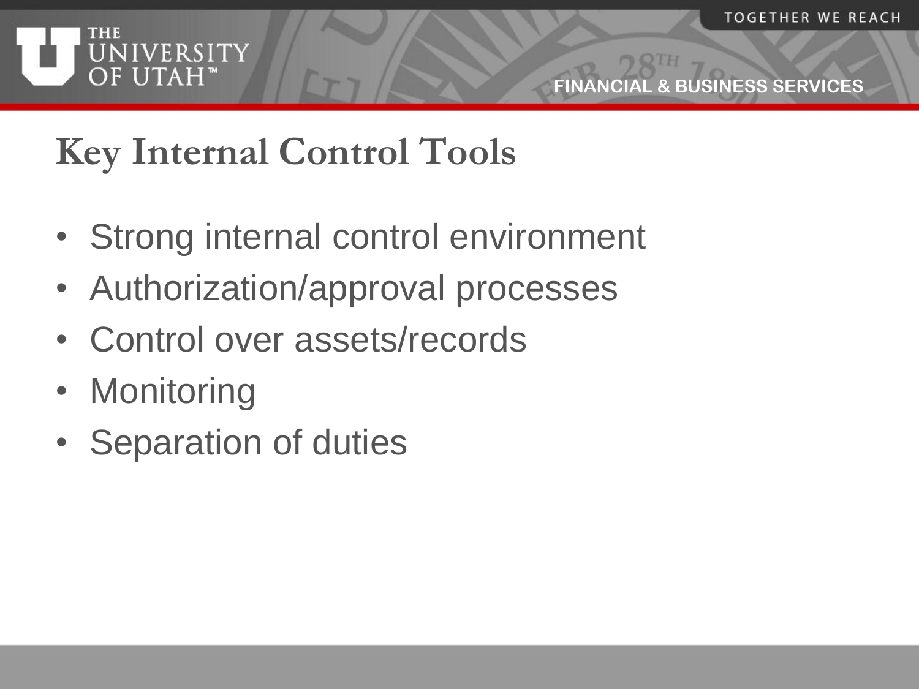# Key Internal Control Tools

- Strong internal control environment
- Authorization/approval processes
- Control over assets/records
- Monitoring
- Separation of duties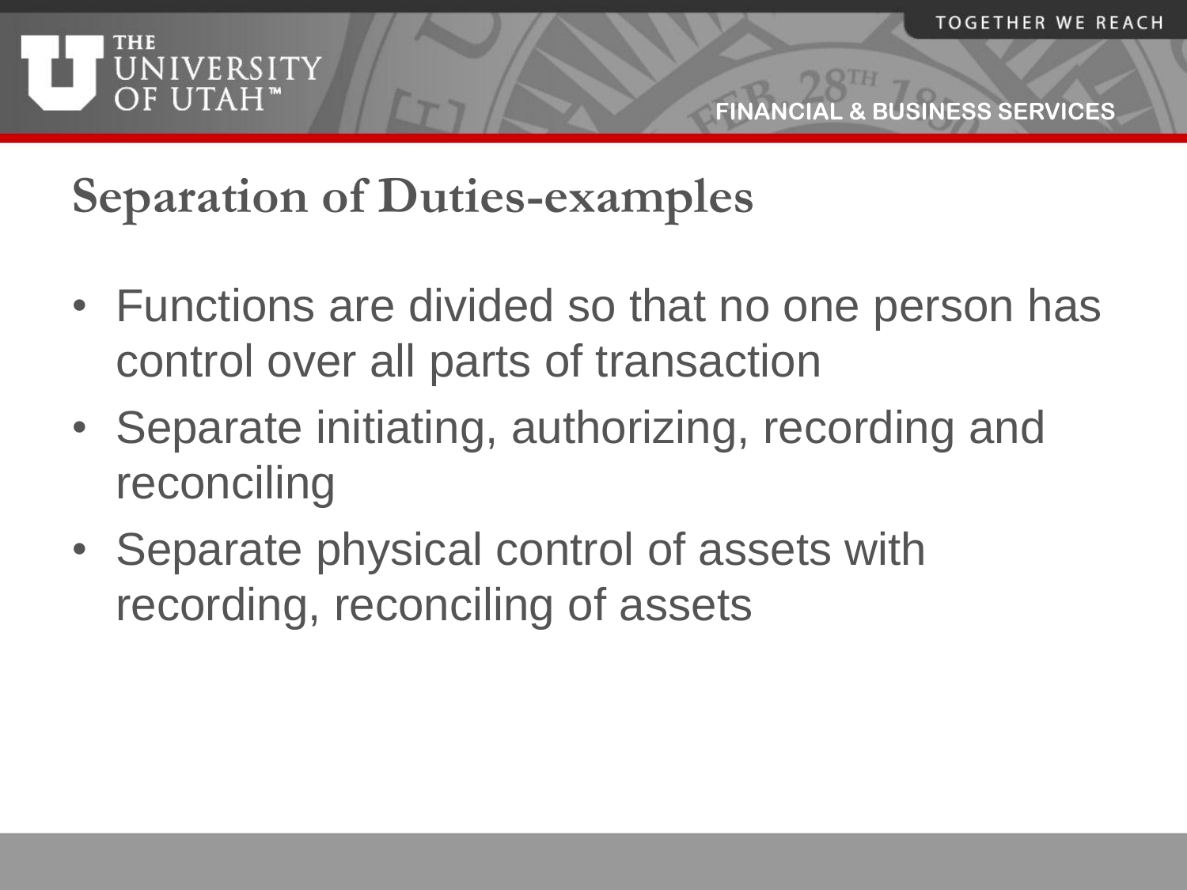# Separation of Duties-examples

- Functions are divided so that no one person has control over all parts of transaction
- Separate initiating, authorizing, recording and reconciling
- Separate physical control of assets with recording, reconciling of assets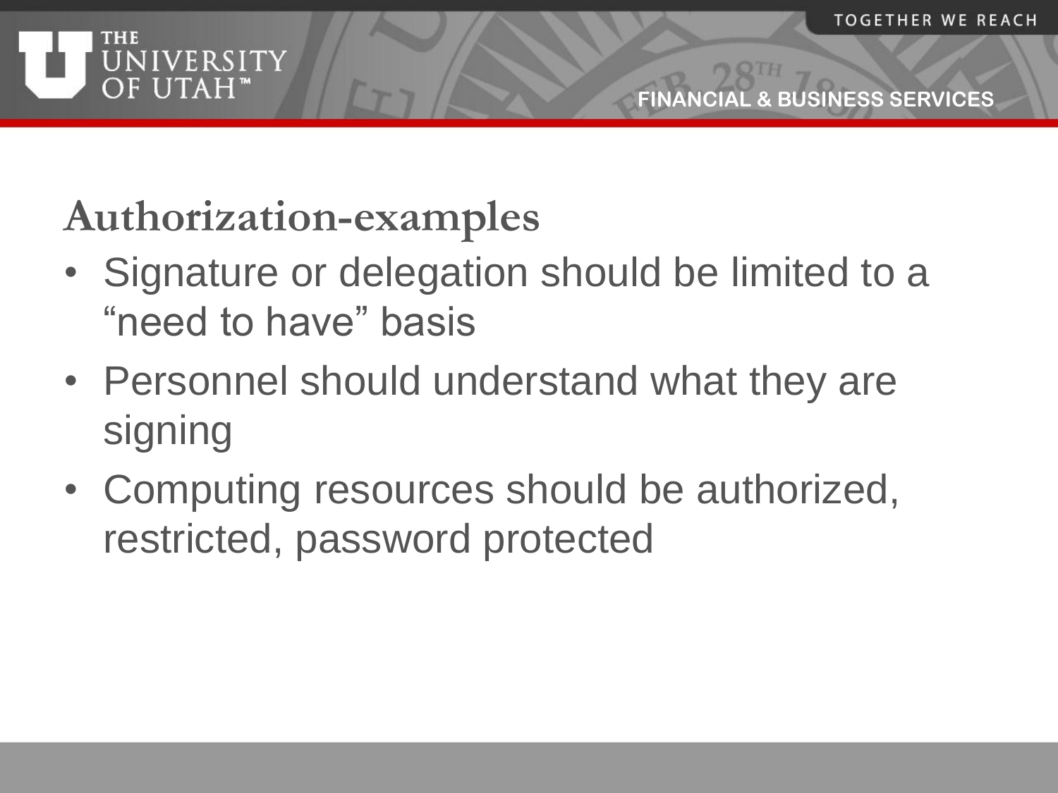## Authorization-examples

- Signature or delegation should be limited to a "need to have" basis
- Personnel should understand what they are signing
- Computing resources should be authorized, restricted, password protected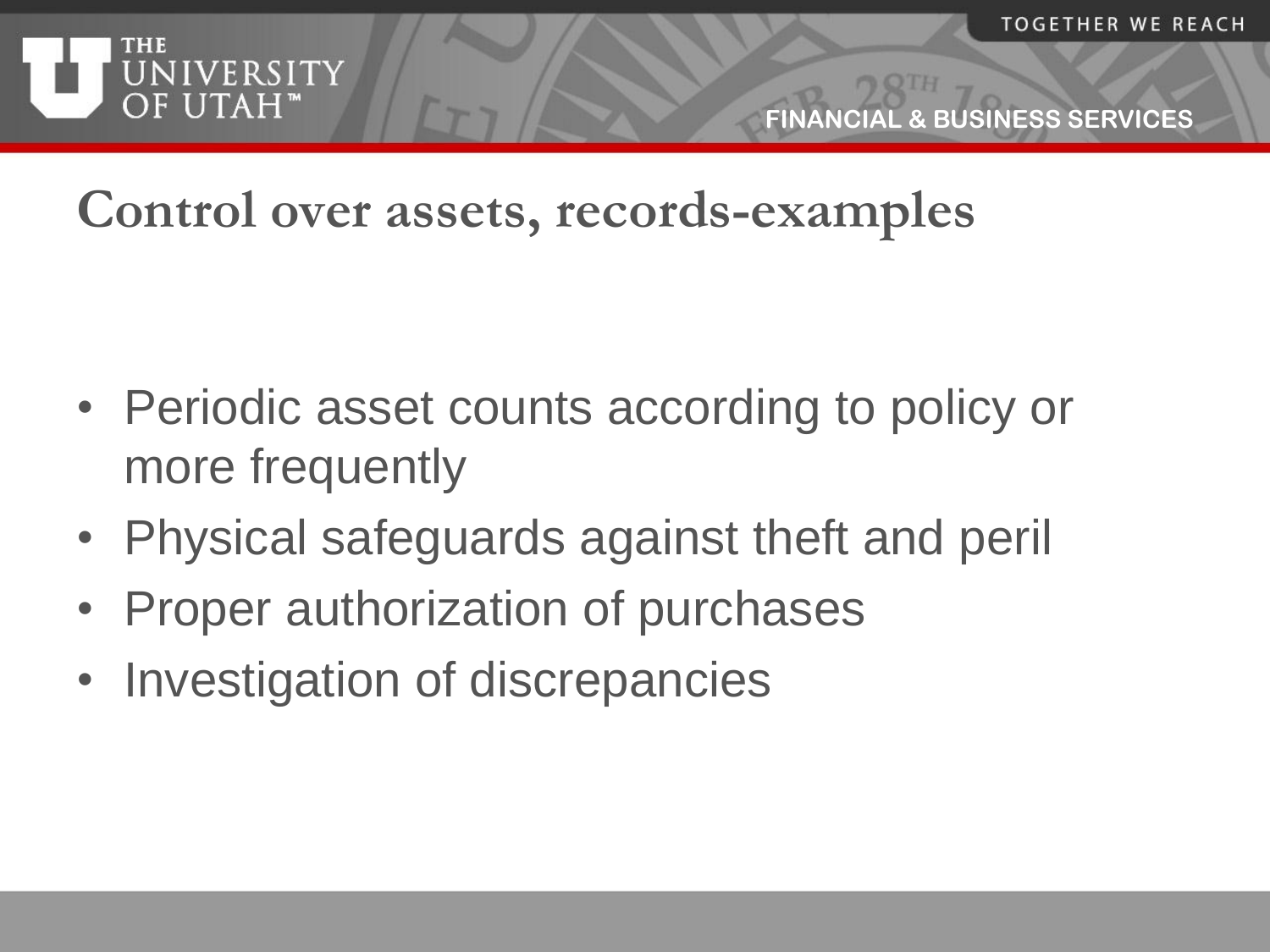# Control over assets, records-examples

- Periodic asset counts according to policy or more frequently
- Physical safeguards against theft and peril
- Proper authorization of purchases
- Investigation of discrepancies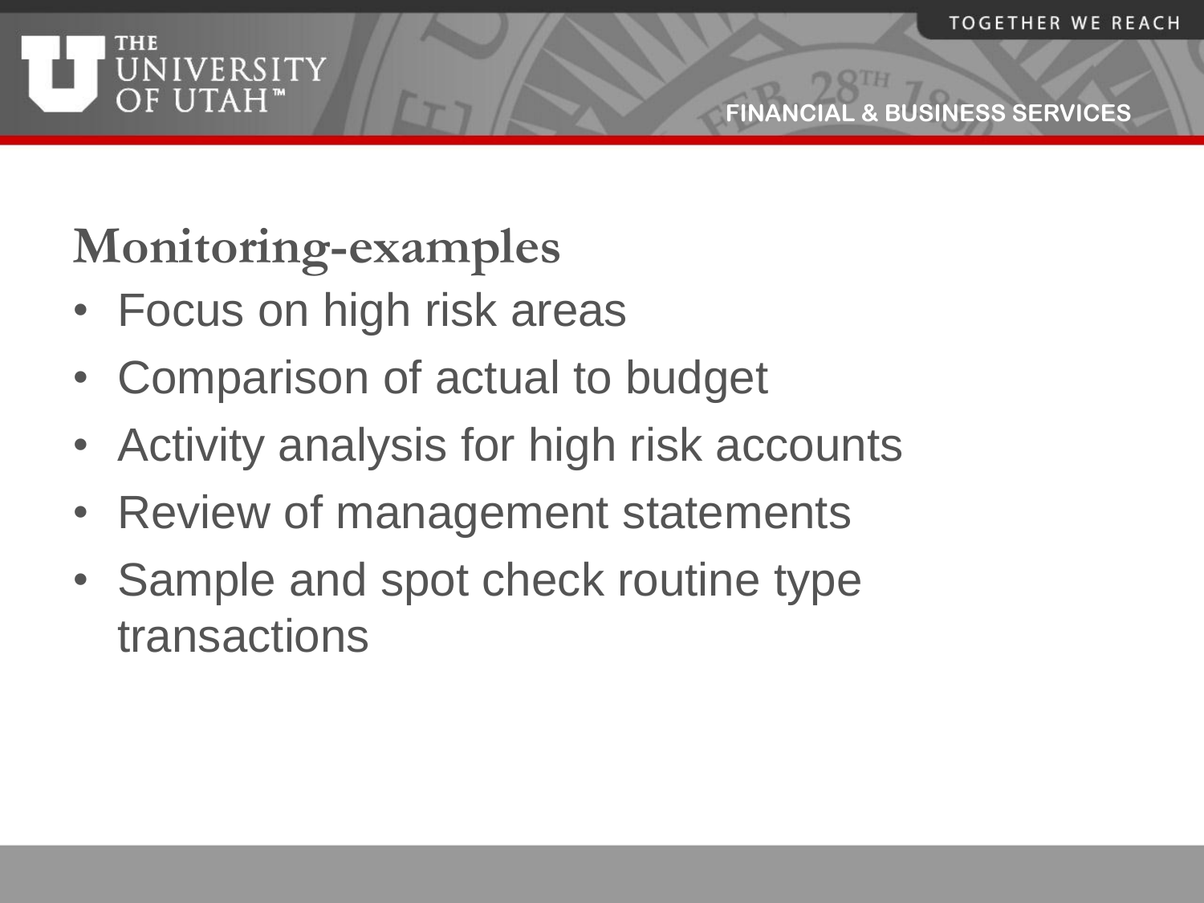# Monitoring-examples

- Focus on high risk areas
- Comparison of actual to budget
- Activity analysis for high risk accounts
- Review of management statements
- Sample and spot check routine type transactions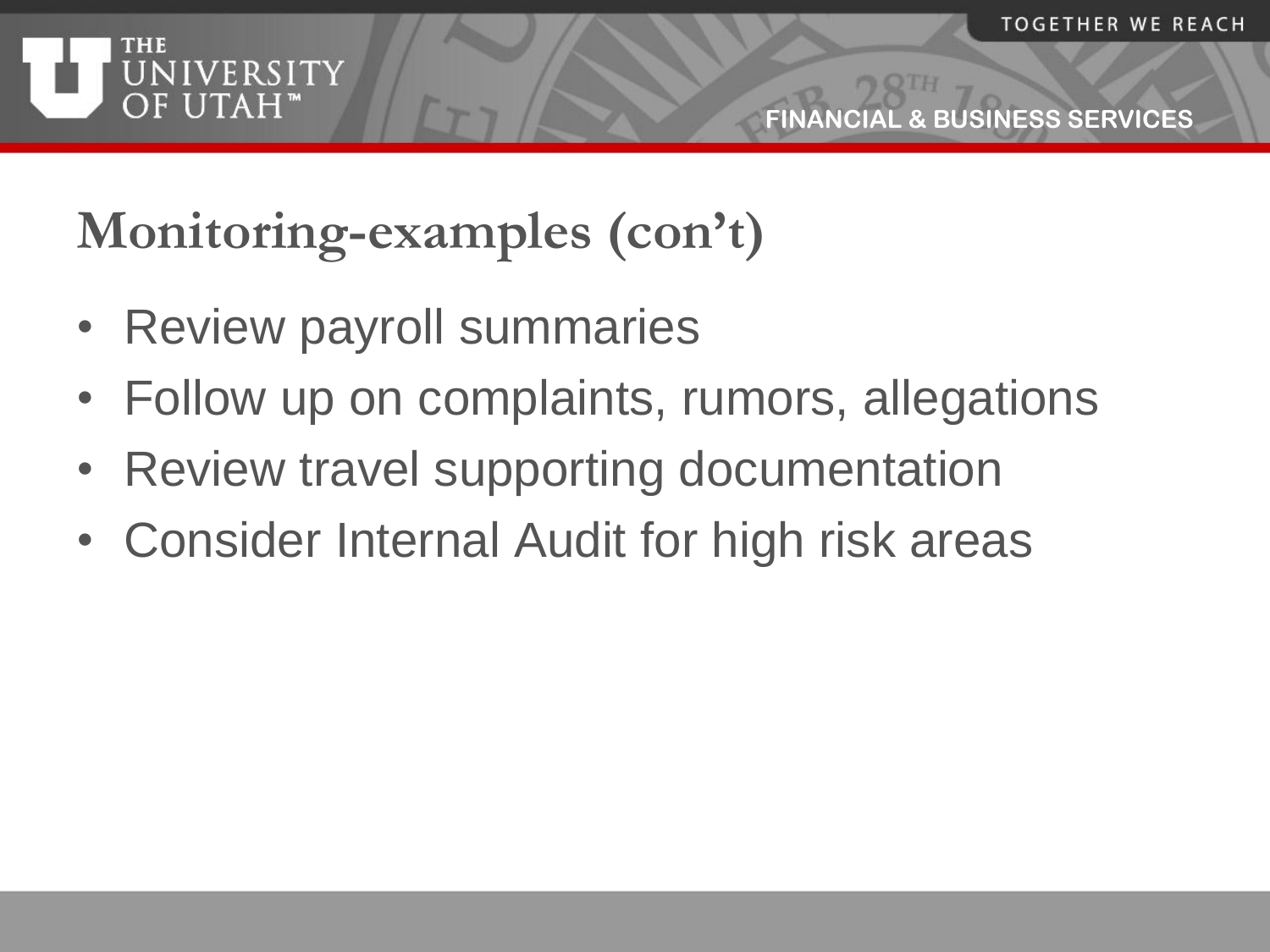## Monitoring-examples (con't)

- Review payroll summaries
- Follow up on complaints, rumors, allegations
- Review travel supporting documentation
- Consider Internal Audit for high risk areas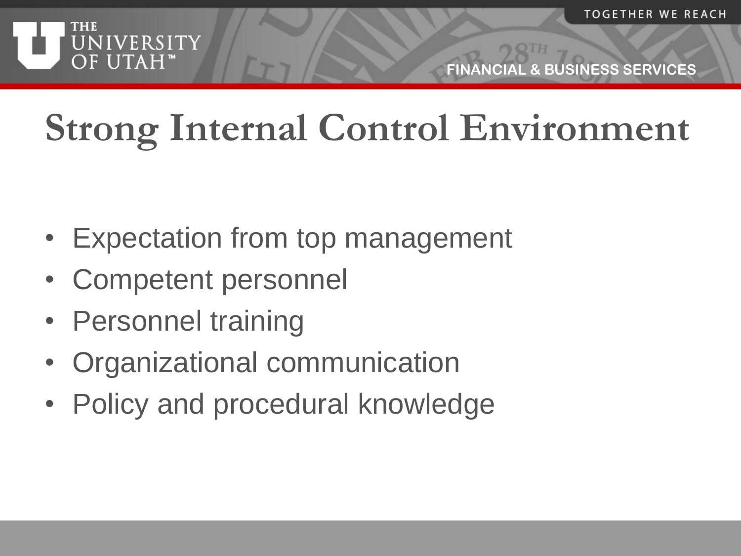# Strong Internal Control Environment

- Expectation from top management
- Competent personnel
- Personnel training
- Organizational communication
- Policy and procedural knowledge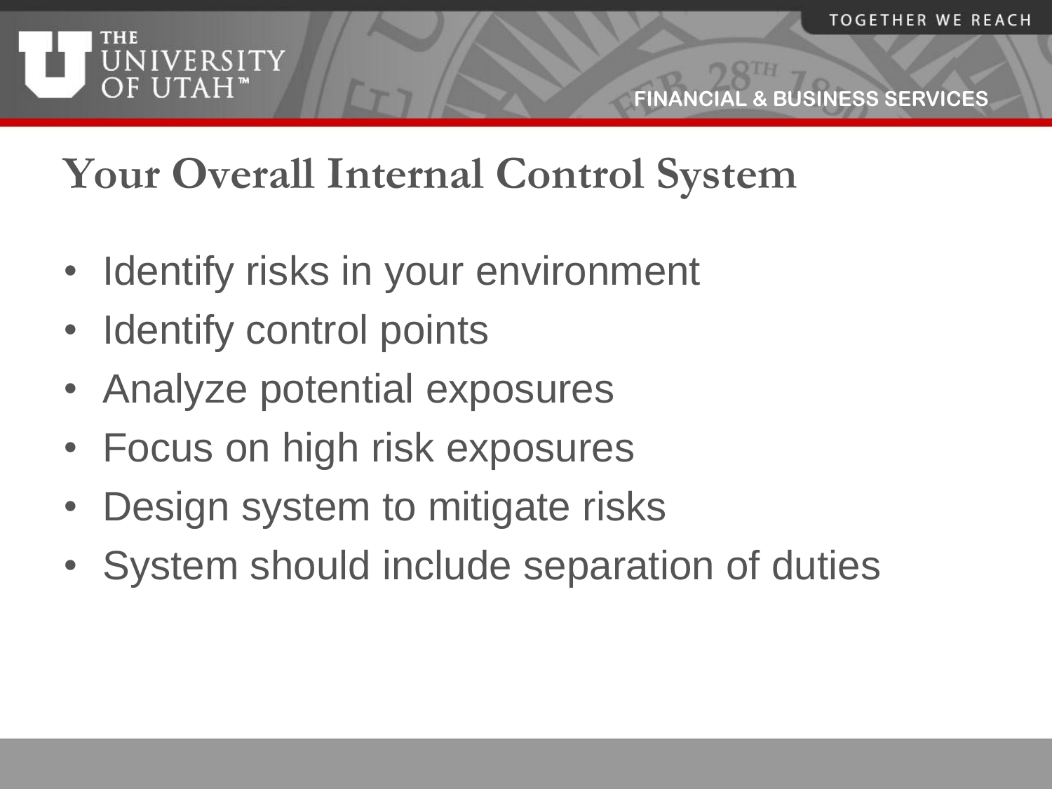# Your Overall Internal Control System

- Identify risks in your environment
- Identify control points
- Analyze potential exposures
- Focus on high risk exposures
- Design system to mitigate risks
- System should include separation of duties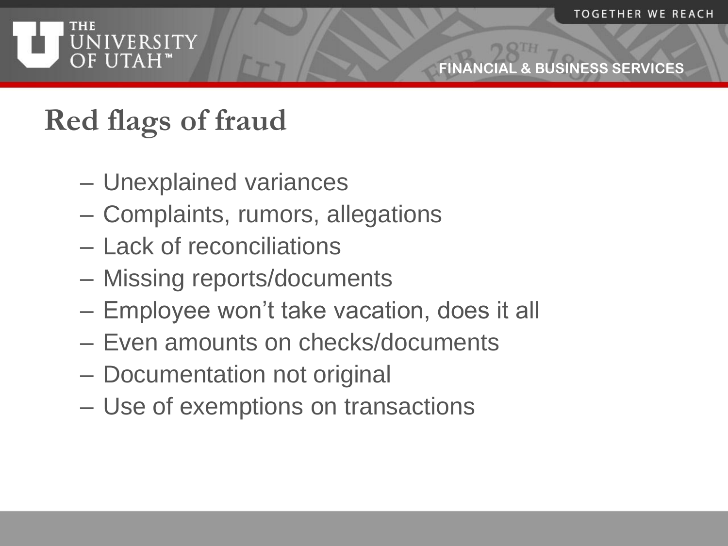# Red flags of fraud

- Unexplained variances
- Complaints, rumors, allegations
- Lack of reconciliations
- Missing reports/documents
- Employee won't take vacation, does it all
- Even amounts on checks/documents
- Documentation not original
- Use of exemptions on transactions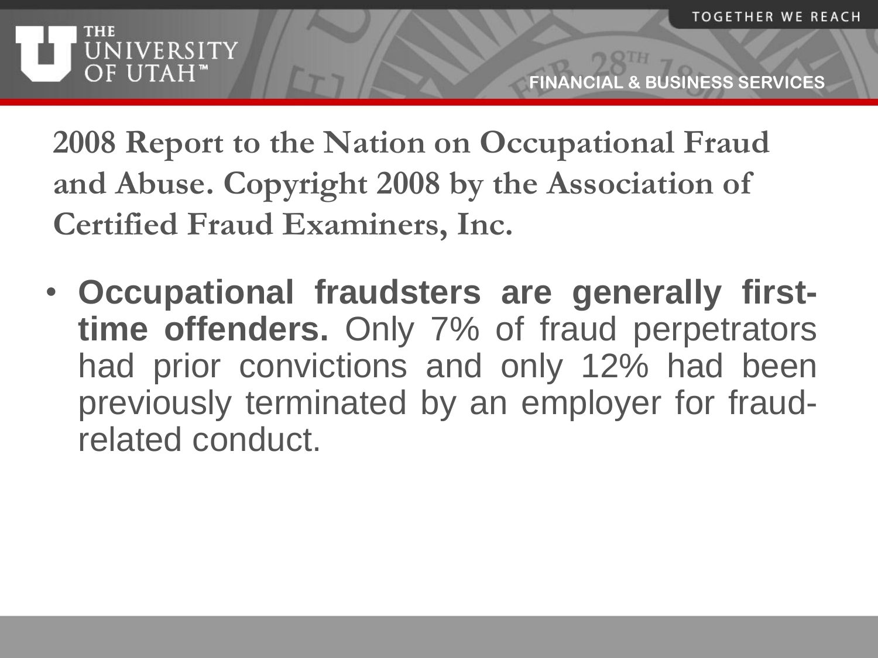## 2008 Report to the Nation on Occupational Fraud and Abuse. Copyright 2008 by the Association of Certified Fraud Examiners, Inc.

- **Occupational fraudsters are generally first-time offenders.** Only 7% of fraud perpetrators had prior convictions and only 12% had been previously terminated by an employer for fraud-related conduct.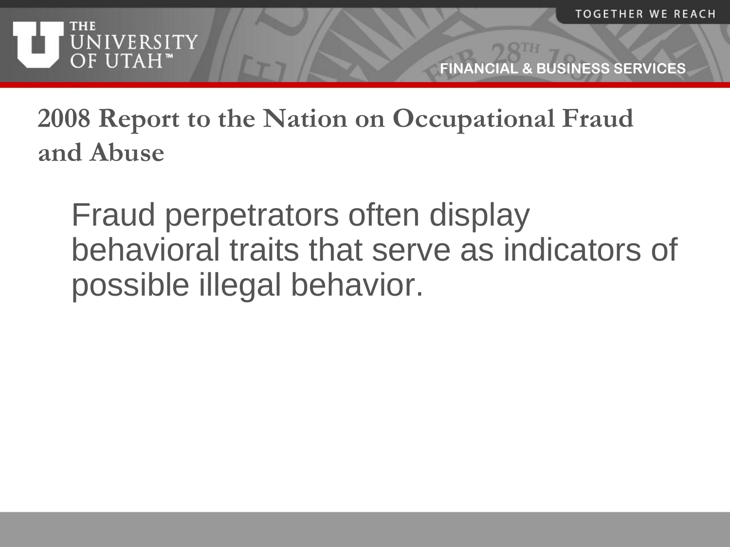## 2008 Report to the Nation on Occupational Fraud and Abuse

Fraud perpetrators often display behavioral traits that serve as indicators of possible illegal behavior.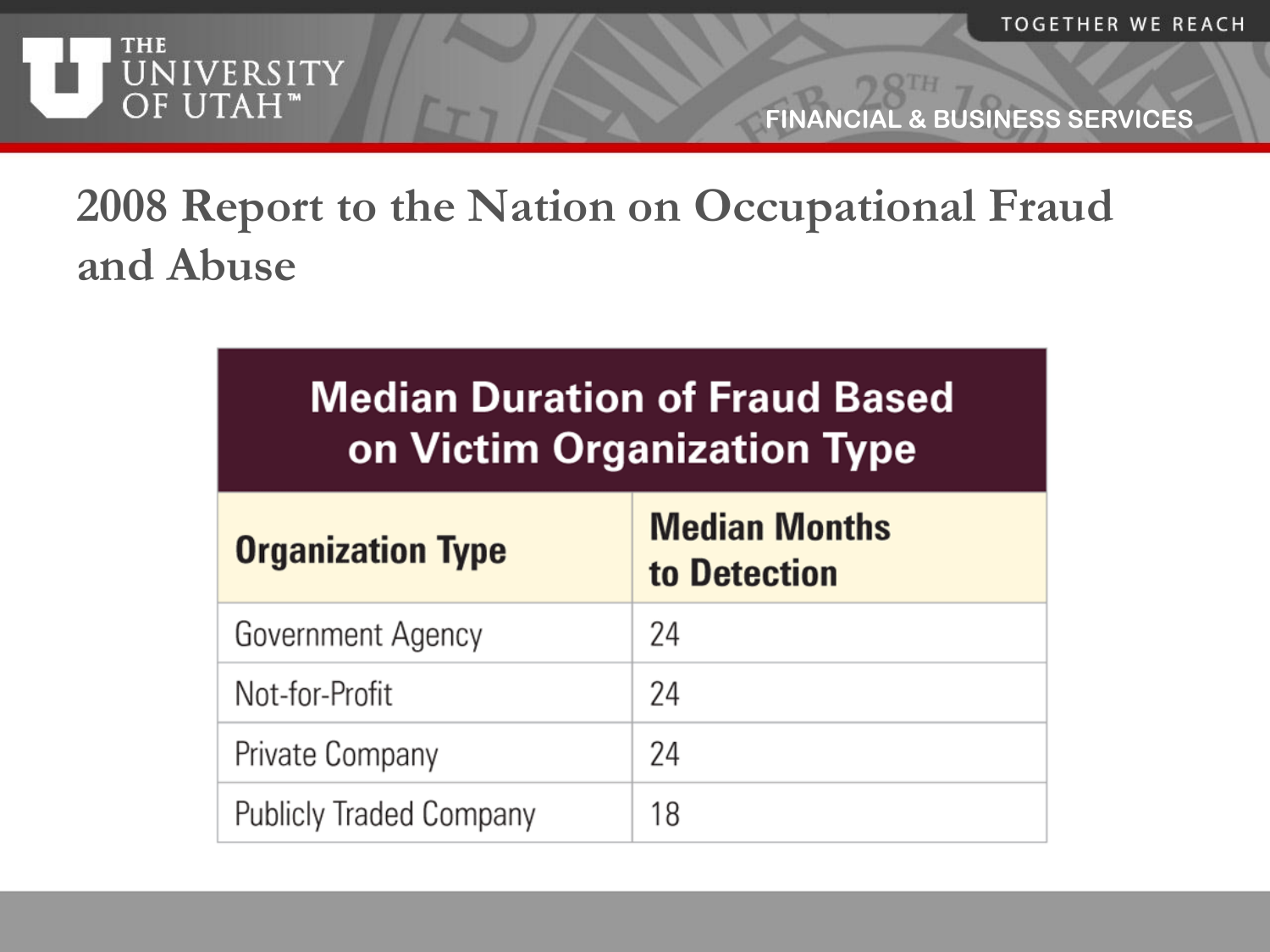# 2008 Report to the Nation on Occupational Fraud and Abuse

| Median Duration of Fraud Based on Victim Organization Type | |
|---|---|
| **Organization Type** | **Median Months to Detection** |
| Government Agency | 24 |
| Not-for-Profit | 24 |
| Private Company | 24 |
| Publicly Traded Company | 18 |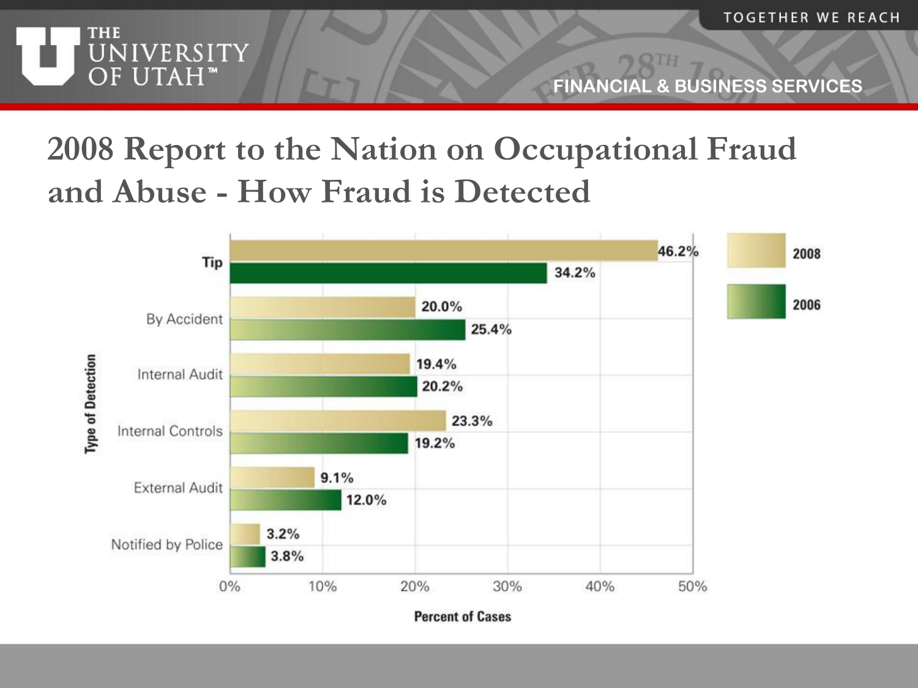# 2008 Report to the Nation on Occupational Fraud and Abuse - How Fraud is Detected

| Type of Detection | 2008 | 2006 |
|---|---|---|
| Tip | 46.2% | 34.2% |
| By Accident | 20.0% | 25.4% |
| Internal Audit | 19.4% | 20.2% |
| Internal Controls | 23.3% | 19.2% |
| External Audit | 9.1% | 12.0% |
| Notified by Police | 3.2% | 3.8% |

Percent of Cases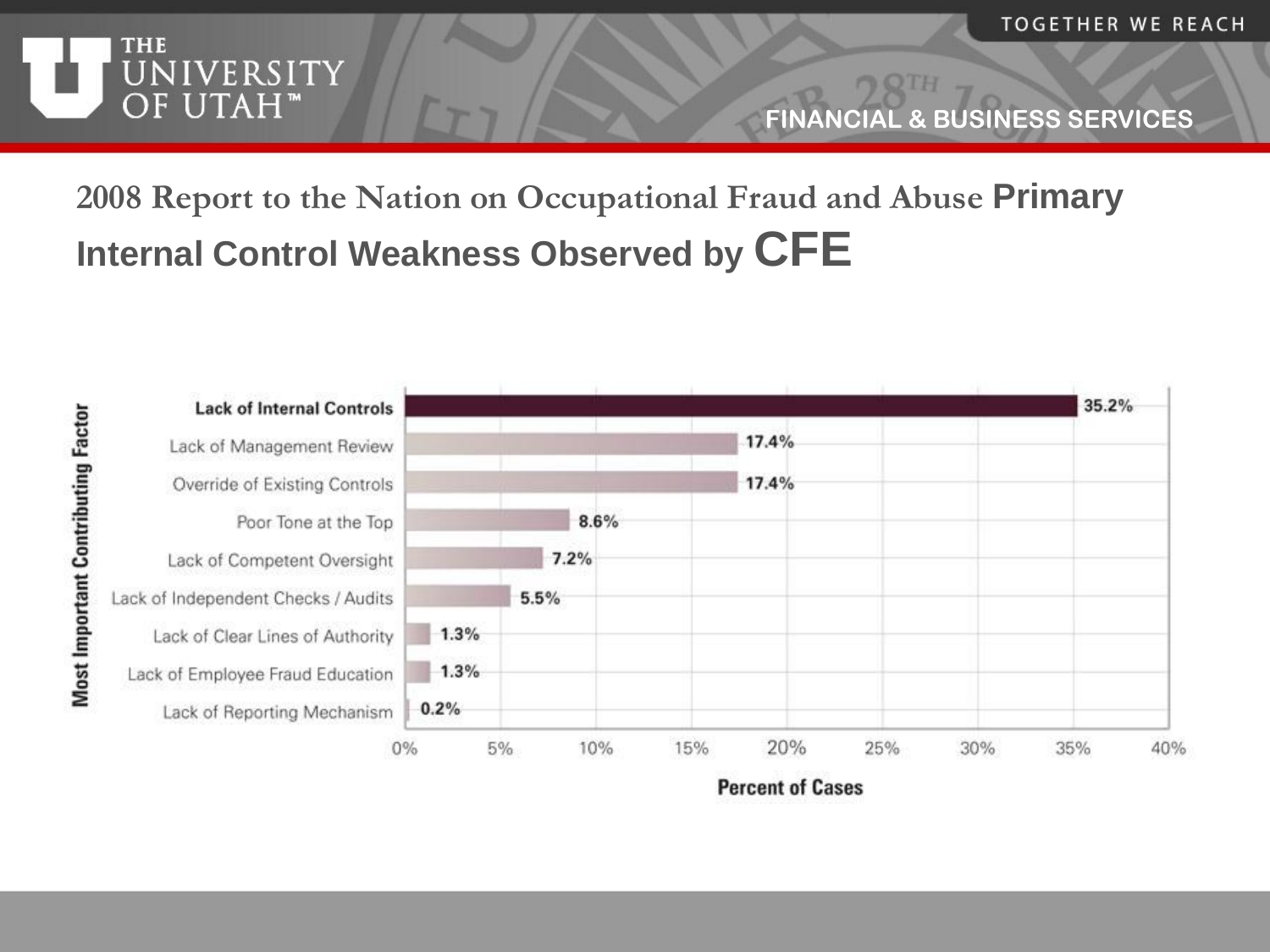## 2008 Report to the Nation on Occupational Fraud and Abuse Primary Internal Control Weakness Observed by CFE

| Most Important Contributing Factor | Percent of Cases |
|---|---|
| Lack of Internal Controls | 35.2% |
| Lack of Management Review | 17.4% |
| Override of Existing Controls | 17.4% |
| Poor Tone at the Top | 8.6% |
| Lack of Competent Oversight | 7.2% |
| Lack of Independent Checks / Audits | 5.5% |
| Lack of Clear Lines of Authority | 1.3% |
| Lack of Employee Fraud Education | 1.3% |
| Lack of Reporting Mechanism | 0.2% |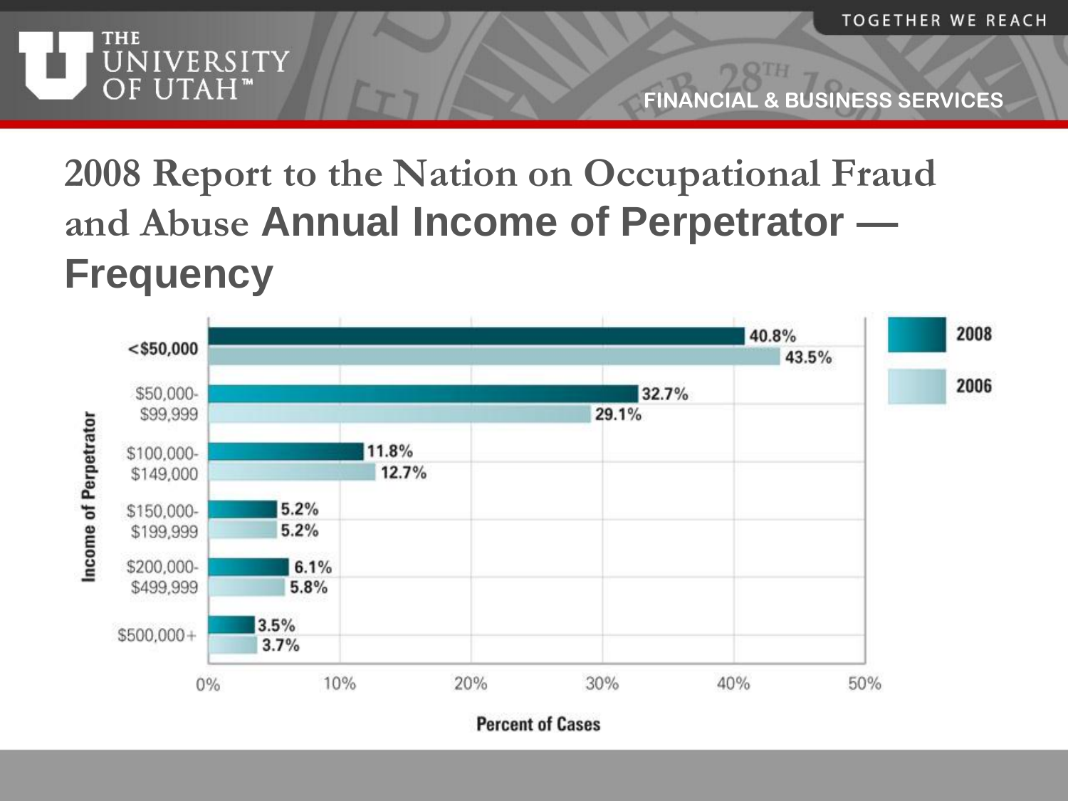# 2008 Report to the Nation on Occupational Fraud and Abuse Annual Income of Perpetrator — Frequency

| Income of Perpetrator | 2008 | 2006 |
|---|---|---|
| <$50,000 | 40.8% | 43.5% |
| $50,000-$99,999 | 32.7% | 29.1% |
| $100,000-$149,000 | 11.8% | 12.7% |
| $150,000-$199,999 | 5.2% | 5.2% |
| $200,000-$499,999 | 6.1% | 5.8% |
| $500,000+ | 3.5% | 3.7% |

Percent of Cases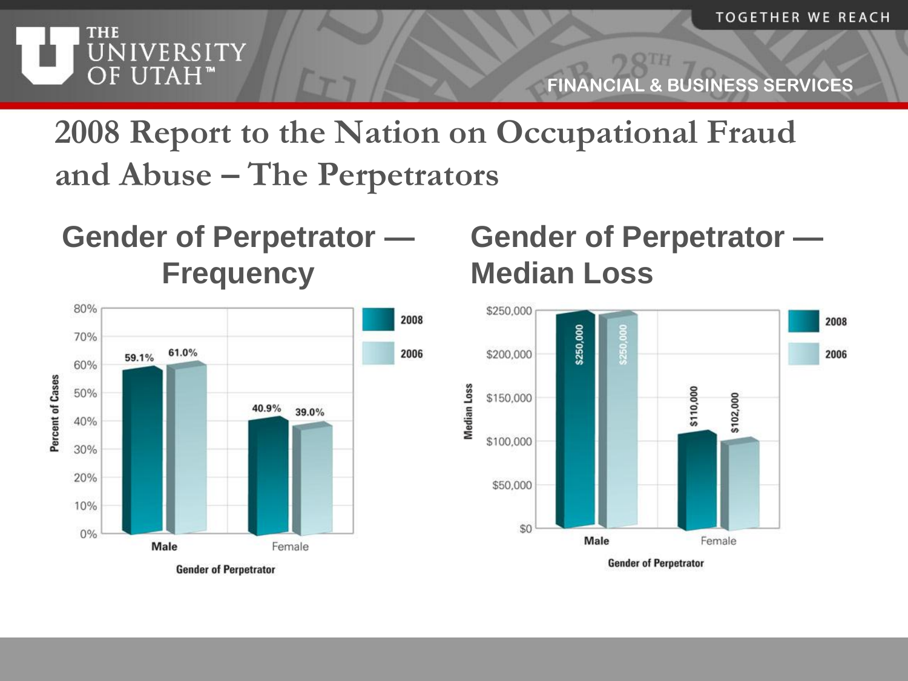# 2008 Report to the Nation on Occupational Fraud and Abuse – The Perpetrators

## Gender of Perpetrator — Frequency

Percent of Cases by Gender of Perpetrator

| Gender of Perpetrator | 2008 | 2006 |
|---|---|---|
| Male | 59.1% | 61.0% |
| Female | 40.9% | 39.0% |

## Gender of Perpetrator — Median Loss

Median Loss by Gender of Perpetrator

| Gender of Perpetrator | 2008 | 2006 |
|---|---|---|
| Male | $250,000 | $250,000 |
| Female | $110,000 | $102,000 |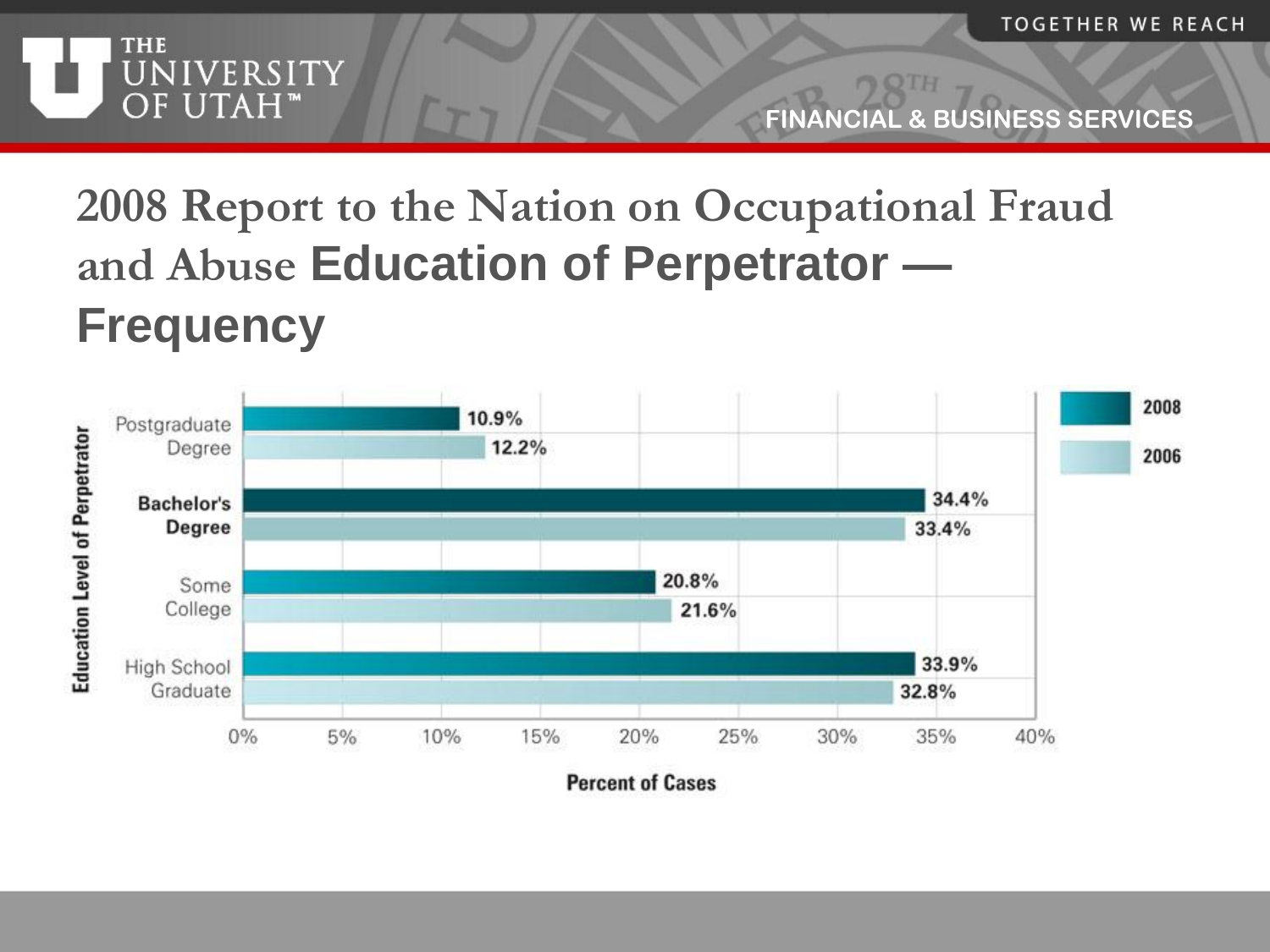# 2008 Report to the Nation on Occupational Fraud and Abuse **Education of Perpetrator — Frequency**

| Education Level of Perpetrator | 2008 | 2006 |
|---|---|---|
| Postgraduate Degree | 10.9% | 12.2% |
| Bachelor's Degree | 34.4% | 33.4% |
| Some College | 20.8% | 21.6% |
| High School Graduate | 33.9% | 32.8% |

Percent of Cases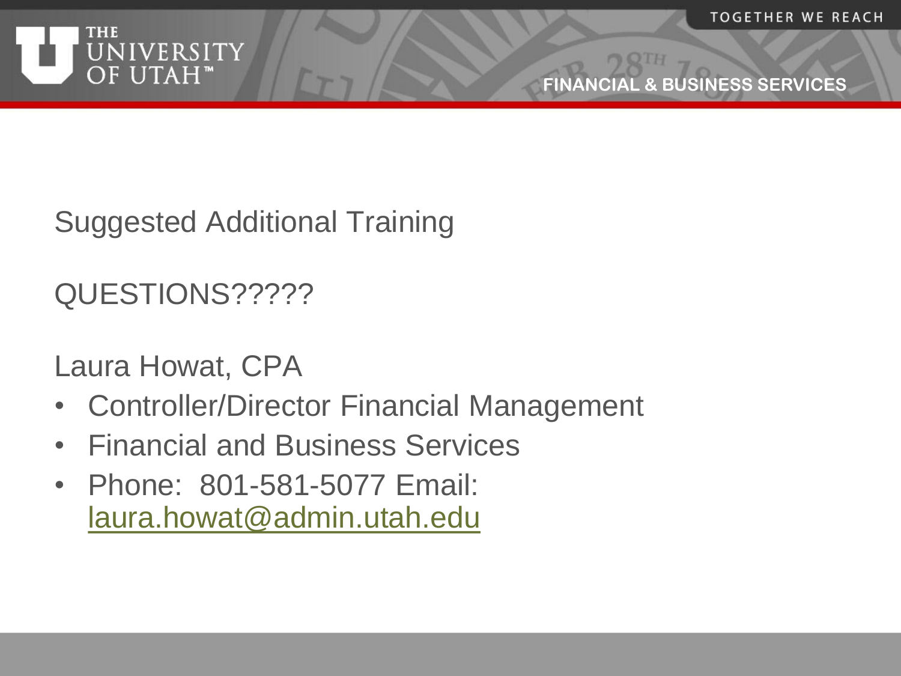Suggested Additional Training

QUESTIONS?????

Laura Howat, CPA

- Controller/Director Financial Management
- Financial and Business Services
- Phone: 801-581-5077 Email: laura.howat@admin.utah.edu